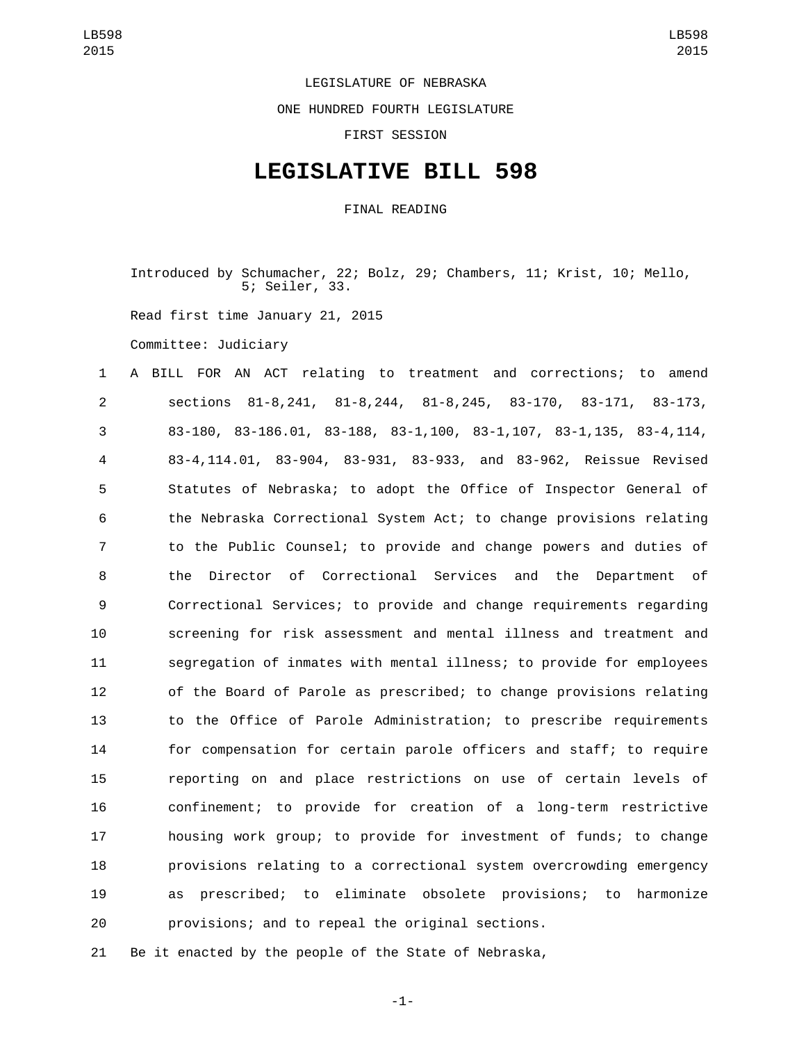LEGISLATURE OF NEBRASKA

ONE HUNDRED FOURTH LEGISLATURE

FIRST SESSION

# LEGISLATIVE BILL 598

FINAL READING

Introduced by Schumacher, 22; Bolz, 29; Chambers, 11; Krist, 10; Mello, 5; Seiler, 33.

Read first time January 21, 2015

Committee: Judiciary

1 A BILL FOR AN ACT relating to treatment and corrections; to amend
2 sections 81-8,241, 81-8,244, 81-8,245, 83-170, 83-171, 83-173,
3 83-180, 83-186.01, 83-188, 83-1,100, 83-1,107, 83-1,135, 83-4,114,
4 83-4,114.01, 83-904, 83-931, 83-933, and 83-962, Reissue Revised
5 Statutes of Nebraska; to adopt the Office of Inspector General of
6 the Nebraska Correctional System Act; to change provisions relating
7 to the Public Counsel; to provide and change powers and duties of
8 the Director of Correctional Services and the Department of
9 Correctional Services; to provide and change requirements regarding
10 screening for risk assessment and mental illness and treatment and
11 segregation of inmates with mental illness; to provide for employees
12 of the Board of Parole as prescribed; to change provisions relating
13 to the Office of Parole Administration; to prescribe requirements
14 for compensation for certain parole officers and staff; to require
15 reporting on and place restrictions on use of certain levels of
16 confinement; to provide for creation of a long-term restrictive
17 housing work group; to provide for investment of funds; to change
18 provisions relating to a correctional system overcrowding emergency
19 as prescribed; to eliminate obsolete provisions; to harmonize
20 provisions; and to repeal the original sections.

21 Be it enacted by the people of the State of Nebraska,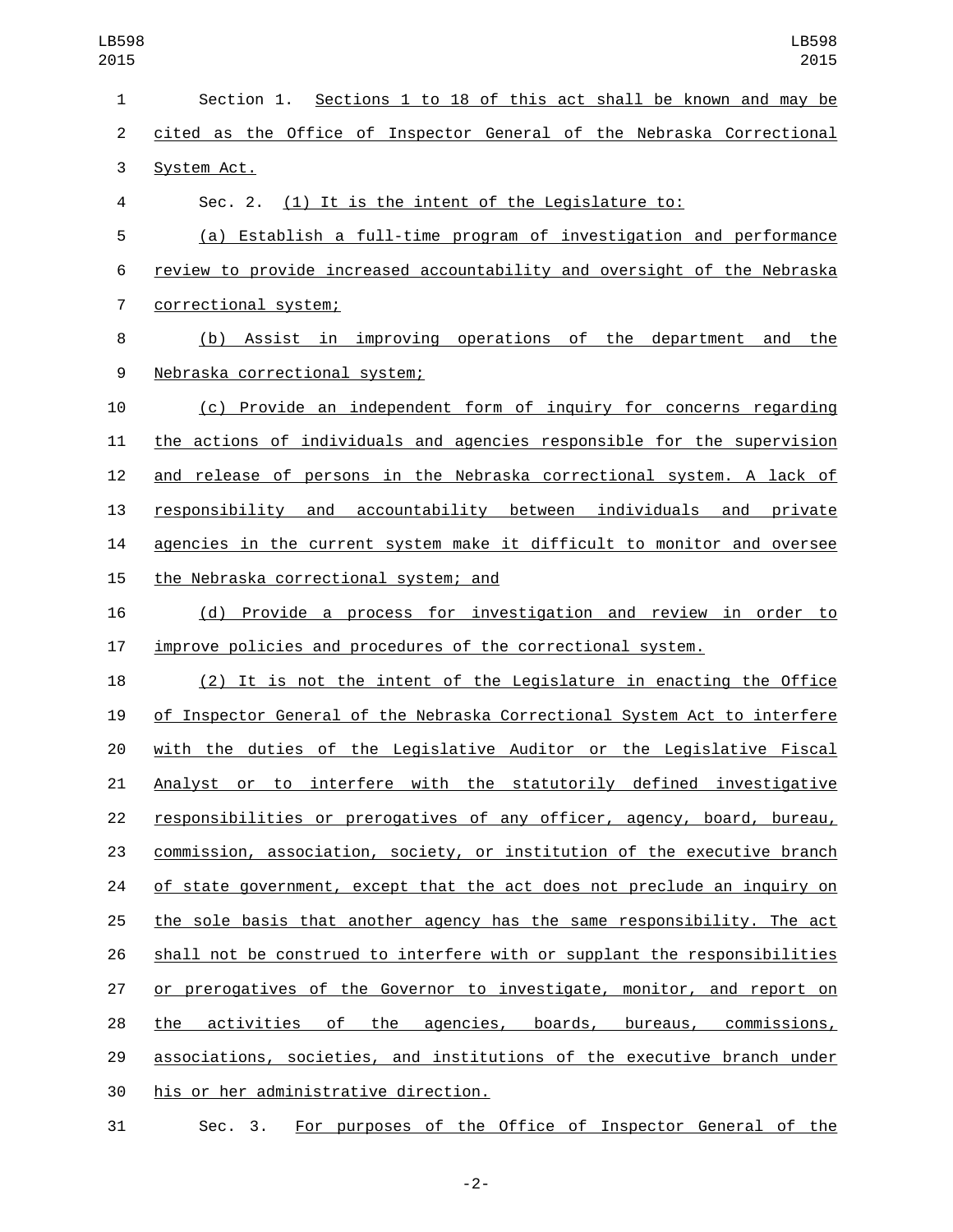Section 1. Sections 1 to 18 of this act shall be known and may be cited as the Office of Inspector General of the Nebraska Correctional System Act.

Sec. 2. (1) It is the intent of the Legislature to:

(a) Establish a full-time program of investigation and performance review to provide increased accountability and oversight of the Nebraska correctional system;

(b) Assist in improving operations of the department and the Nebraska correctional system;

(c) Provide an independent form of inquiry for concerns regarding the actions of individuals and agencies responsible for the supervision and release of persons in the Nebraska correctional system. A lack of responsibility and accountability between individuals and private agencies in the current system make it difficult to monitor and oversee the Nebraska correctional system; and

(d) Provide a process for investigation and review in order to improve policies and procedures of the correctional system.

(2) It is not the intent of the Legislature in enacting the Office of Inspector General of the Nebraska Correctional System Act to interfere with the duties of the Legislative Auditor or the Legislative Fiscal Analyst or to interfere with the statutorily defined investigative responsibilities or prerogatives of any officer, agency, board, bureau, commission, association, society, or institution of the executive branch of state government, except that the act does not preclude an inquiry on the sole basis that another agency has the same responsibility. The act shall not be construed to interfere with or supplant the responsibilities or prerogatives of the Governor to investigate, monitor, and report on the activities of the agencies, boards, bureaus, commissions, associations, societies, and institutions of the executive branch under his or her administrative direction.

Sec. 3. For purposes of the Office of Inspector General of the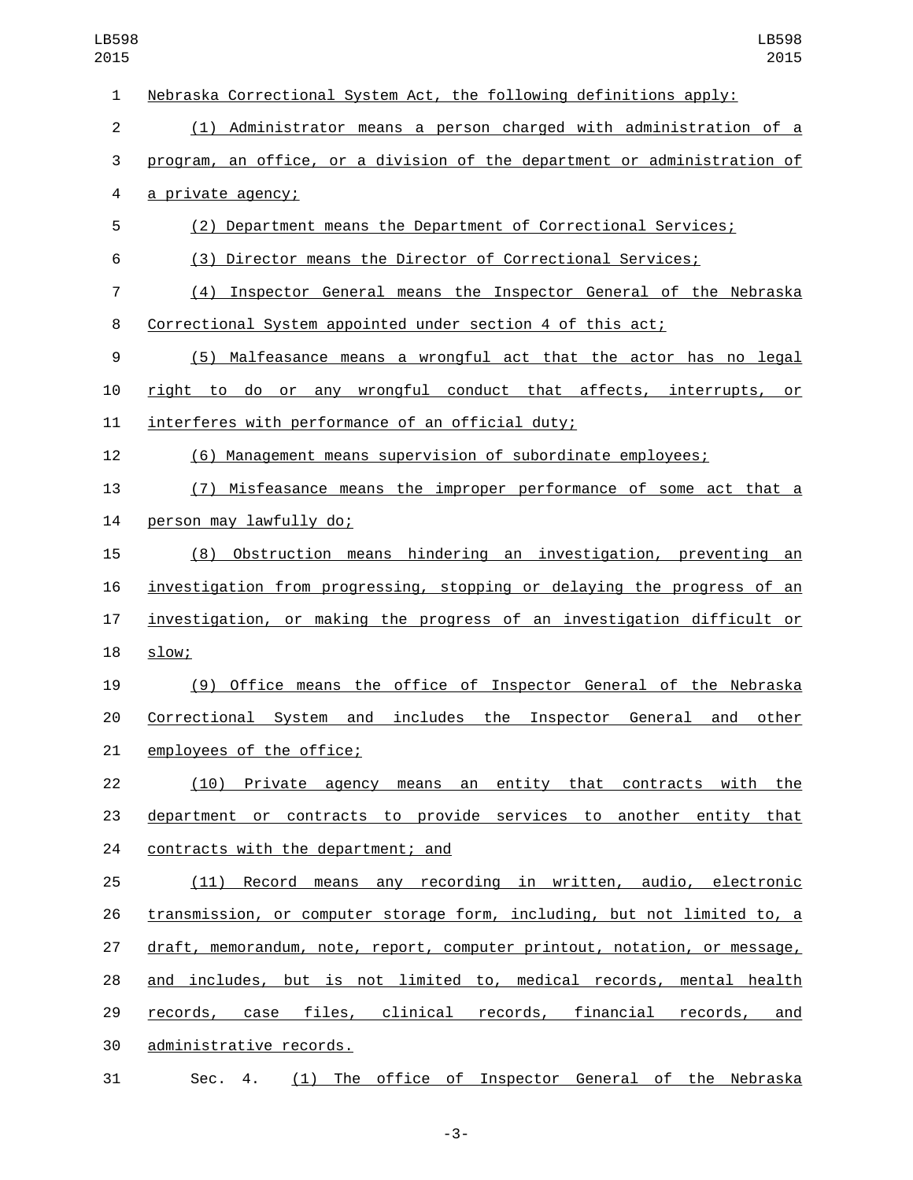Nebraska Correctional System Act, the following definitions apply:

(1) Administrator means a person charged with administration of a program, an office, or a division of the department or administration of a private agency;

(2) Department means the Department of Correctional Services;

(3) Director means the Director of Correctional Services;

(4) Inspector General means the Inspector General of the Nebraska Correctional System appointed under section 4 of this act;

(5) Malfeasance means a wrongful act that the actor has no legal right to do or any wrongful conduct that affects, interrupts, or interferes with performance of an official duty;

(6) Management means supervision of subordinate employees;

(7) Misfeasance means the improper performance of some act that a person may lawfully do;

(8) Obstruction means hindering an investigation, preventing an investigation from progressing, stopping or delaying the progress of an investigation, or making the progress of an investigation difficult or slow;

(9) Office means the office of Inspector General of the Nebraska Correctional System and includes the Inspector General and other employees of the office;

(10) Private agency means an entity that contracts with the department or contracts to provide services to another entity that contracts with the department; and

(11) Record means any recording in written, audio, electronic transmission, or computer storage form, including, but not limited to, a draft, memorandum, note, report, computer printout, notation, or message, and includes, but is not limited to, medical records, mental health records, case files, clinical records, financial records, and administrative records.

Sec. 4. (1) The office of Inspector General of the Nebraska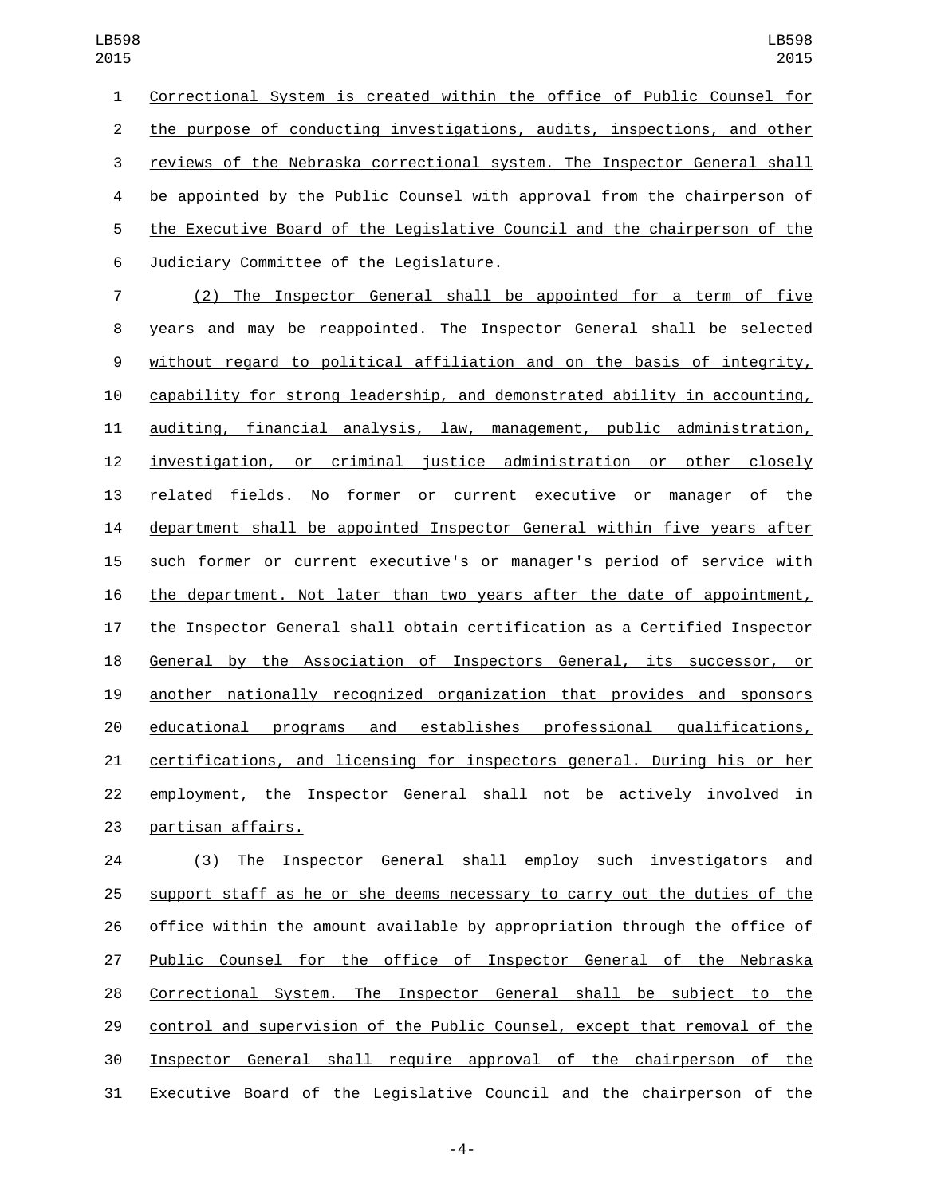Correctional System is created within the office of Public Counsel for the purpose of conducting investigations, audits, inspections, and other reviews of the Nebraska correctional system. The Inspector General shall be appointed by the Public Counsel with approval from the chairperson of the Executive Board of the Legislative Council and the chairperson of the Judiciary Committee of the Legislature.

(2) The Inspector General shall be appointed for a term of five years and may be reappointed. The Inspector General shall be selected without regard to political affiliation and on the basis of integrity, capability for strong leadership, and demonstrated ability in accounting, auditing, financial analysis, law, management, public administration, investigation, or criminal justice administration or other closely related fields. No former or current executive or manager of the department shall be appointed Inspector General within five years after such former or current executive's or manager's period of service with the department. Not later than two years after the date of appointment, the Inspector General shall obtain certification as a Certified Inspector General by the Association of Inspectors General, its successor, or another nationally recognized organization that provides and sponsors educational programs and establishes professional qualifications, certifications, and licensing for inspectors general. During his or her employment, the Inspector General shall not be actively involved in partisan affairs.

(3) The Inspector General shall employ such investigators and support staff as he or she deems necessary to carry out the duties of the office within the amount available by appropriation through the office of Public Counsel for the office of Inspector General of the Nebraska Correctional System. The Inspector General shall be subject to the control and supervision of the Public Counsel, except that removal of the Inspector General shall require approval of the chairperson of the Executive Board of the Legislative Council and the chairperson of the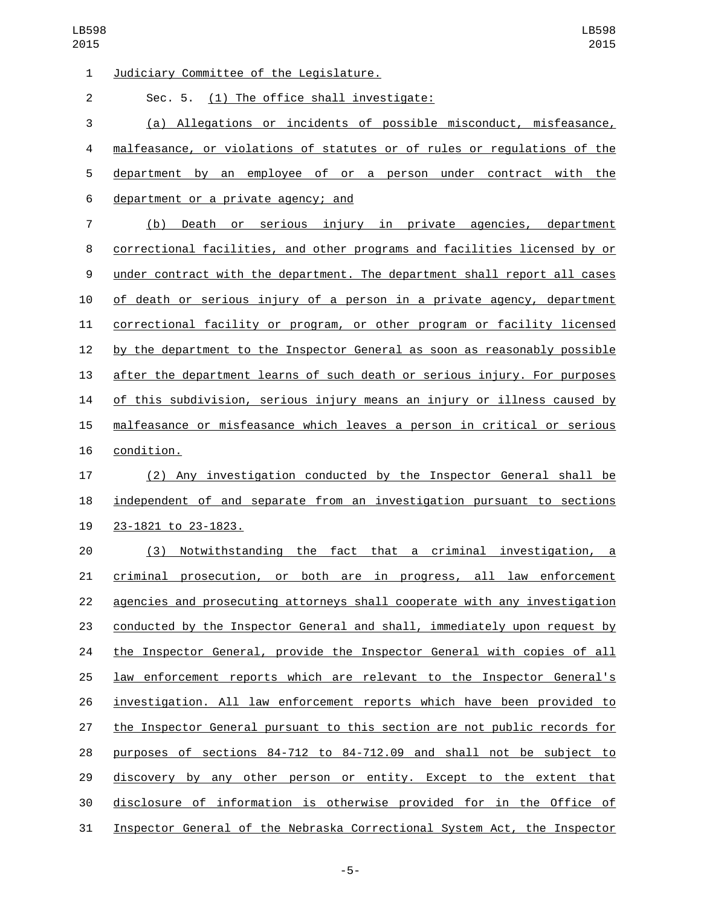Judiciary Committee of the Legislature.

Sec. 5. (1) The office shall investigate:

(a) Allegations or incidents of possible misconduct, misfeasance, malfeasance, or violations of statutes or of rules or regulations of the department by an employee of or a person under contract with the department or a private agency; and

(b) Death or serious injury in private agencies, department correctional facilities, and other programs and facilities licensed by or under contract with the department. The department shall report all cases of death or serious injury of a person in a private agency, department correctional facility or program, or other program or facility licensed by the department to the Inspector General as soon as reasonably possible after the department learns of such death or serious injury. For purposes of this subdivision, serious injury means an injury or illness caused by malfeasance or misfeasance which leaves a person in critical or serious condition.

(2) Any investigation conducted by the Inspector General shall be independent of and separate from an investigation pursuant to sections 23-1821 to 23-1823.

(3) Notwithstanding the fact that a criminal investigation, a criminal prosecution, or both are in progress, all law enforcement agencies and prosecuting attorneys shall cooperate with any investigation conducted by the Inspector General and shall, immediately upon request by the Inspector General, provide the Inspector General with copies of all law enforcement reports which are relevant to the Inspector General's investigation. All law enforcement reports which have been provided to the Inspector General pursuant to this section are not public records for purposes of sections 84-712 to 84-712.09 and shall not be subject to discovery by any other person or entity. Except to the extent that disclosure of information is otherwise provided for in the Office of Inspector General of the Nebraska Correctional System Act, the Inspector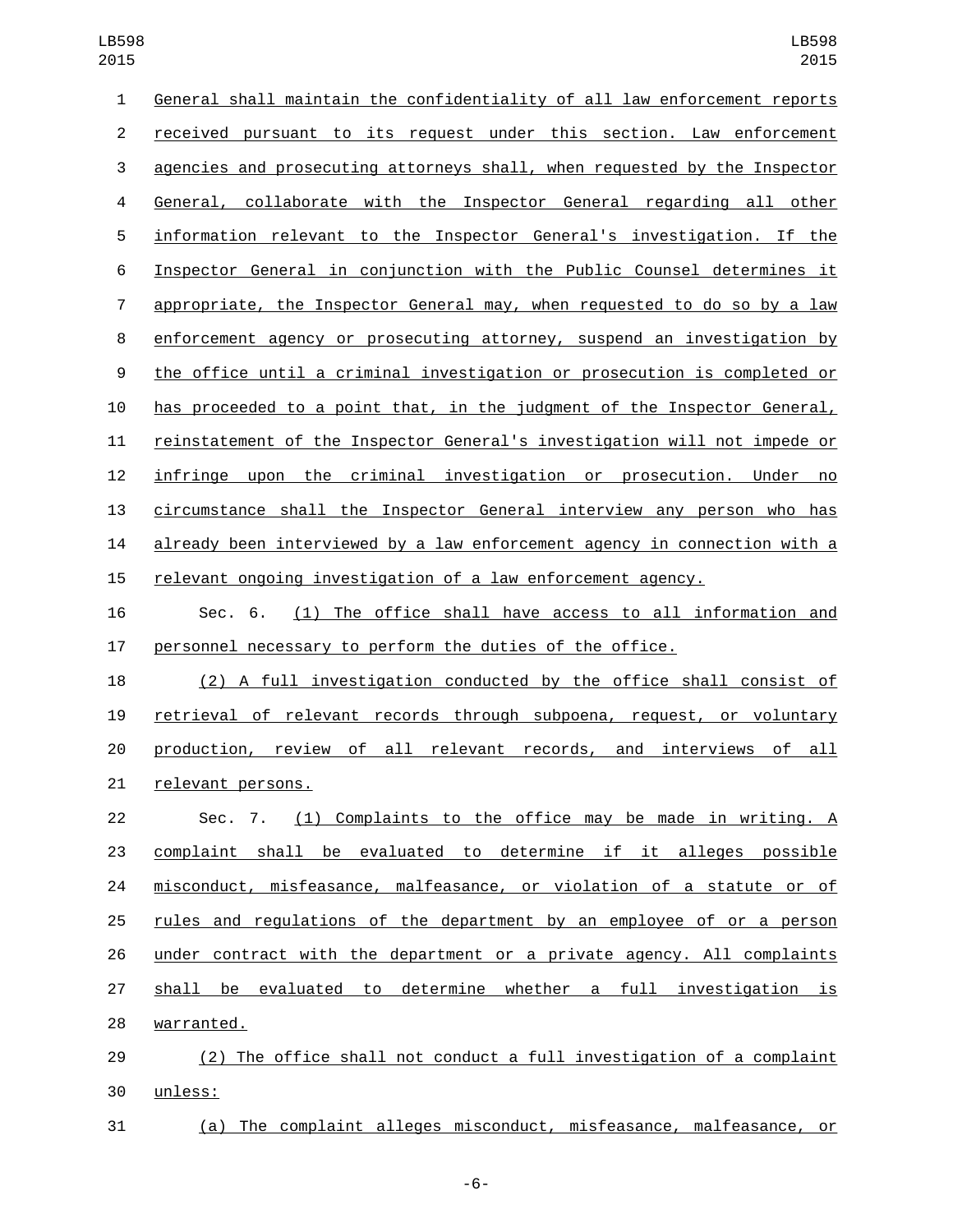General shall maintain the confidentiality of all law enforcement reports received pursuant to its request under this section. Law enforcement agencies and prosecuting attorneys shall, when requested by the Inspector General, collaborate with the Inspector General regarding all other information relevant to the Inspector General's investigation. If the Inspector General in conjunction with the Public Counsel determines it appropriate, the Inspector General may, when requested to do so by a law enforcement agency or prosecuting attorney, suspend an investigation by the office until a criminal investigation or prosecution is completed or has proceeded to a point that, in the judgment of the Inspector General, reinstatement of the Inspector General's investigation will not impede or infringe upon the criminal investigation or prosecution. Under no circumstance shall the Inspector General interview any person who has already been interviewed by a law enforcement agency in connection with a relevant ongoing investigation of a law enforcement agency.

Sec. 6. (1) The office shall have access to all information and personnel necessary to perform the duties of the office.

(2) A full investigation conducted by the office shall consist of retrieval of relevant records through subpoena, request, or voluntary production, review of all relevant records, and interviews of all relevant persons.

Sec. 7. (1) Complaints to the office may be made in writing. A complaint shall be evaluated to determine if it alleges possible misconduct, misfeasance, malfeasance, or violation of a statute or of rules and regulations of the department by an employee of or a person under contract with the department or a private agency. All complaints shall be evaluated to determine whether a full investigation is warranted.

(2) The office shall not conduct a full investigation of a complaint unless:

(a) The complaint alleges misconduct, misfeasance, malfeasance, or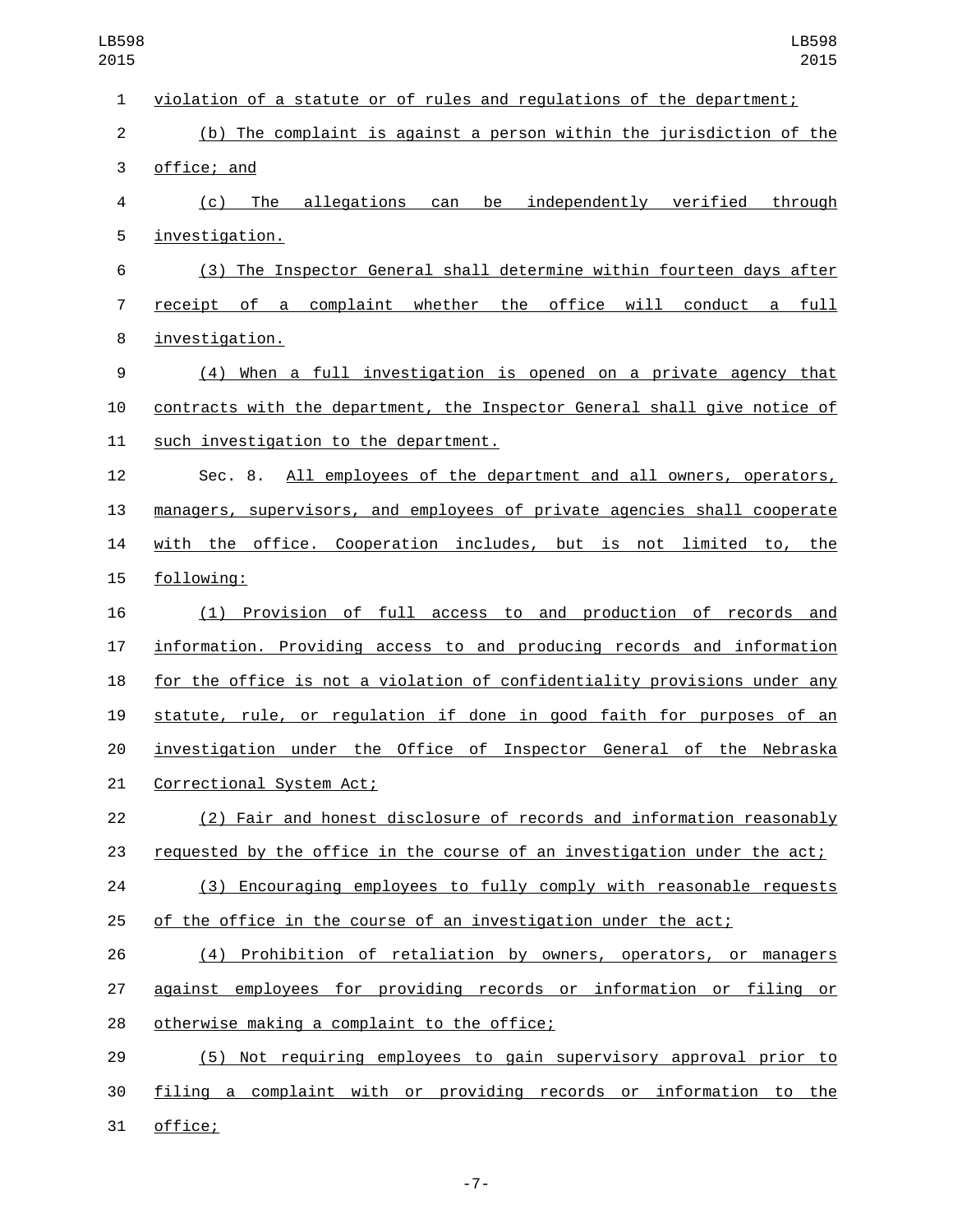violation of a statute or of rules and regulations of the department;

(b) The complaint is against a person within the jurisdiction of the office; and

(c) The allegations can be independently verified through investigation.

(3) The Inspector General shall determine within fourteen days after receipt of a complaint whether the office will conduct a full investigation.

(4) When a full investigation is opened on a private agency that contracts with the department, the Inspector General shall give notice of such investigation to the department.

Sec. 8. All employees of the department and all owners, operators, managers, supervisors, and employees of private agencies shall cooperate with the office. Cooperation includes, but is not limited to, the following:

(1) Provision of full access to and production of records and information. Providing access to and producing records and information for the office is not a violation of confidentiality provisions under any statute, rule, or regulation if done in good faith for purposes of an investigation under the Office of Inspector General of the Nebraska Correctional System Act;

(2) Fair and honest disclosure of records and information reasonably requested by the office in the course of an investigation under the act;

(3) Encouraging employees to fully comply with reasonable requests of the office in the course of an investigation under the act;

(4) Prohibition of retaliation by owners, operators, or managers against employees for providing records or information or filing or otherwise making a complaint to the office;

(5) Not requiring employees to gain supervisory approval prior to filing a complaint with or providing records or information to the office;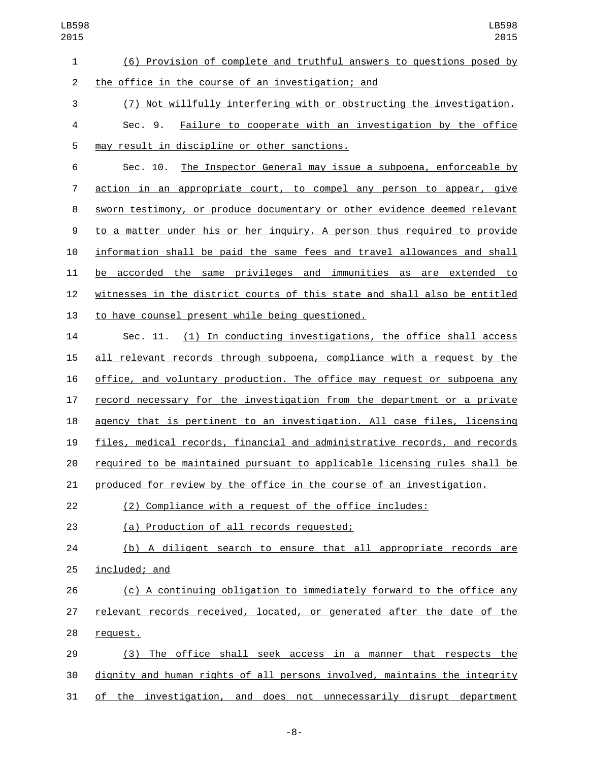(6) Provision of complete and truthful answers to questions posed by the office in the course of an investigation; and

(7) Not willfully interfering with or obstructing the investigation.

Sec. 9. Failure to cooperate with an investigation by the office may result in discipline or other sanctions.

Sec. 10. The Inspector General may issue a subpoena, enforceable by action in an appropriate court, to compel any person to appear, give sworn testimony, or produce documentary or other evidence deemed relevant to a matter under his or her inquiry. A person thus required to provide information shall be paid the same fees and travel allowances and shall be accorded the same privileges and immunities as are extended to witnesses in the district courts of this state and shall also be entitled to have counsel present while being questioned.

Sec. 11. (1) In conducting investigations, the office shall access all relevant records through subpoena, compliance with a request by the office, and voluntary production. The office may request or subpoena any record necessary for the investigation from the department or a private agency that is pertinent to an investigation. All case files, licensing files, medical records, financial and administrative records, and records required to be maintained pursuant to applicable licensing rules shall be produced for review by the office in the course of an investigation.

(2) Compliance with a request of the office includes:

(a) Production of all records requested;

(b) A diligent search to ensure that all appropriate records are included; and

(c) A continuing obligation to immediately forward to the office any relevant records received, located, or generated after the date of the request.

(3) The office shall seek access in a manner that respects the dignity and human rights of all persons involved, maintains the integrity of the investigation, and does not unnecessarily disrupt department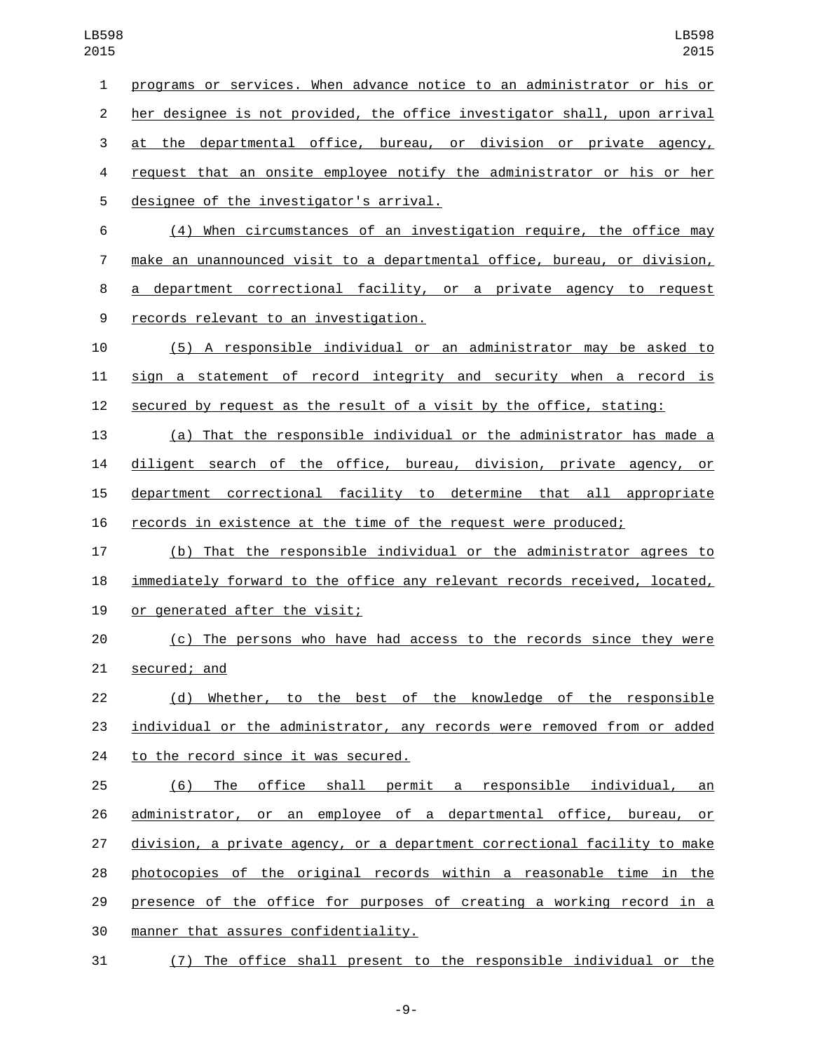programs or services. When advance notice to an administrator or his or her designee is not provided, the office investigator shall, upon arrival at the departmental office, bureau, or division or private agency, request that an onsite employee notify the administrator or his or her designee of the investigator's arrival.

(4) When circumstances of an investigation require, the office may make an unannounced visit to a departmental office, bureau, or division, a department correctional facility, or a private agency to request records relevant to an investigation.

(5) A responsible individual or an administrator may be asked to sign a statement of record integrity and security when a record is secured by request as the result of a visit by the office, stating:

(a) That the responsible individual or the administrator has made a diligent search of the office, bureau, division, private agency, or department correctional facility to determine that all appropriate records in existence at the time of the request were produced;

(b) That the responsible individual or the administrator agrees to immediately forward to the office any relevant records received, located, or generated after the visit;

(c) The persons who have had access to the records since they were secured; and

(d) Whether, to the best of the knowledge of the responsible individual or the administrator, any records were removed from or added to the record since it was secured.

(6) The office shall permit a responsible individual, an administrator, or an employee of a departmental office, bureau, or division, a private agency, or a department correctional facility to make photocopies of the original records within a reasonable time in the presence of the office for purposes of creating a working record in a manner that assures confidentiality.

(7) The office shall present to the responsible individual or the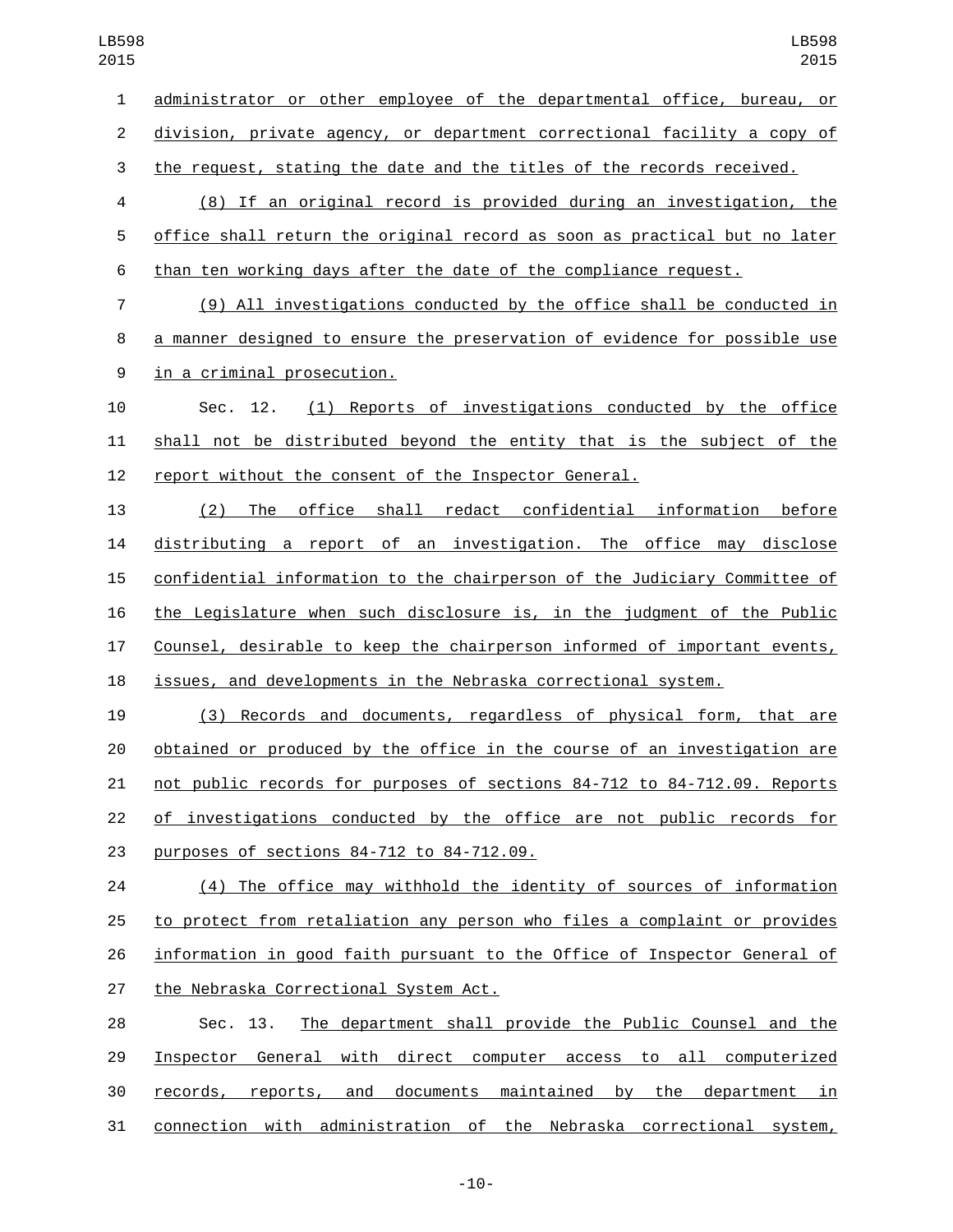administrator or other employee of the departmental office, bureau, or division, private agency, or department correctional facility a copy of the request, stating the date and the titles of the records received.

(8) If an original record is provided during an investigation, the office shall return the original record as soon as practical but no later than ten working days after the date of the compliance request.

(9) All investigations conducted by the office shall be conducted in a manner designed to ensure the preservation of evidence for possible use in a criminal prosecution.

Sec. 12. (1) Reports of investigations conducted by the office shall not be distributed beyond the entity that is the subject of the report without the consent of the Inspector General.

(2) The office shall redact confidential information before distributing a report of an investigation. The office may disclose confidential information to the chairperson of the Judiciary Committee of the Legislature when such disclosure is, in the judgment of the Public Counsel, desirable to keep the chairperson informed of important events, issues, and developments in the Nebraska correctional system.

(3) Records and documents, regardless of physical form, that are obtained or produced by the office in the course of an investigation are not public records for purposes of sections 84-712 to 84-712.09. Reports of investigations conducted by the office are not public records for purposes of sections 84-712 to 84-712.09.

(4) The office may withhold the identity of sources of information to protect from retaliation any person who files a complaint or provides information in good faith pursuant to the Office of Inspector General of the Nebraska Correctional System Act.

Sec. 13. The department shall provide the Public Counsel and the Inspector General with direct computer access to all computerized records, reports, and documents maintained by the department in connection with administration of the Nebraska correctional system,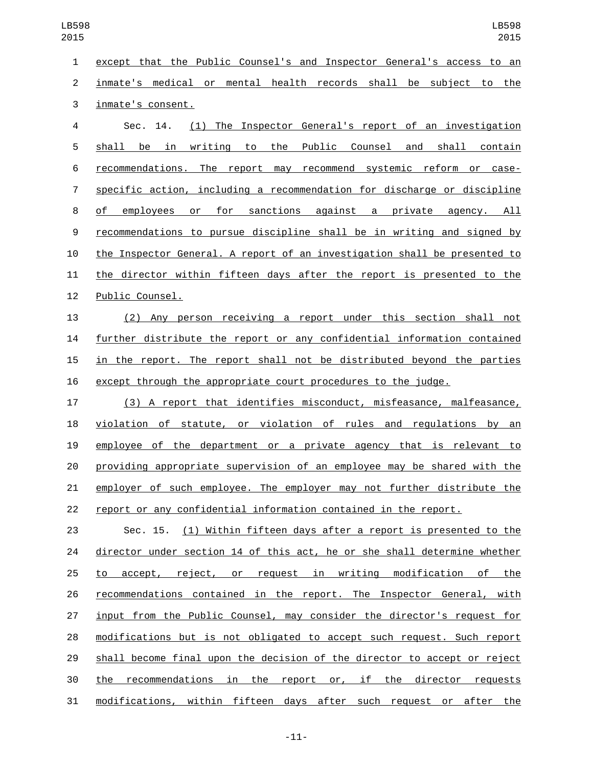except that the Public Counsel's and Inspector General's access to an inmate's medical or mental health records shall be subject to the inmate's consent.

Sec. 14. (1) The Inspector General's report of an investigation shall be in writing to the Public Counsel and shall contain recommendations. The report may recommend systemic reform or case-specific action, including a recommendation for discharge or discipline of employees or for sanctions against a private agency. All recommendations to pursue discipline shall be in writing and signed by the Inspector General. A report of an investigation shall be presented to the director within fifteen days after the report is presented to the Public Counsel.

(2) Any person receiving a report under this section shall not further distribute the report or any confidential information contained in the report. The report shall not be distributed beyond the parties except through the appropriate court procedures to the judge.

(3) A report that identifies misconduct, misfeasance, malfeasance, violation of statute, or violation of rules and regulations by an employee of the department or a private agency that is relevant to providing appropriate supervision of an employee may be shared with the employer of such employee. The employer may not further distribute the report or any confidential information contained in the report.

Sec. 15. (1) Within fifteen days after a report is presented to the director under section 14 of this act, he or she shall determine whether to accept, reject, or request in writing modification of the recommendations contained in the report. The Inspector General, with input from the Public Counsel, may consider the director's request for modifications but is not obligated to accept such request. Such report shall become final upon the decision of the director to accept or reject the recommendations in the report or, if the director requests modifications, within fifteen days after such request or after the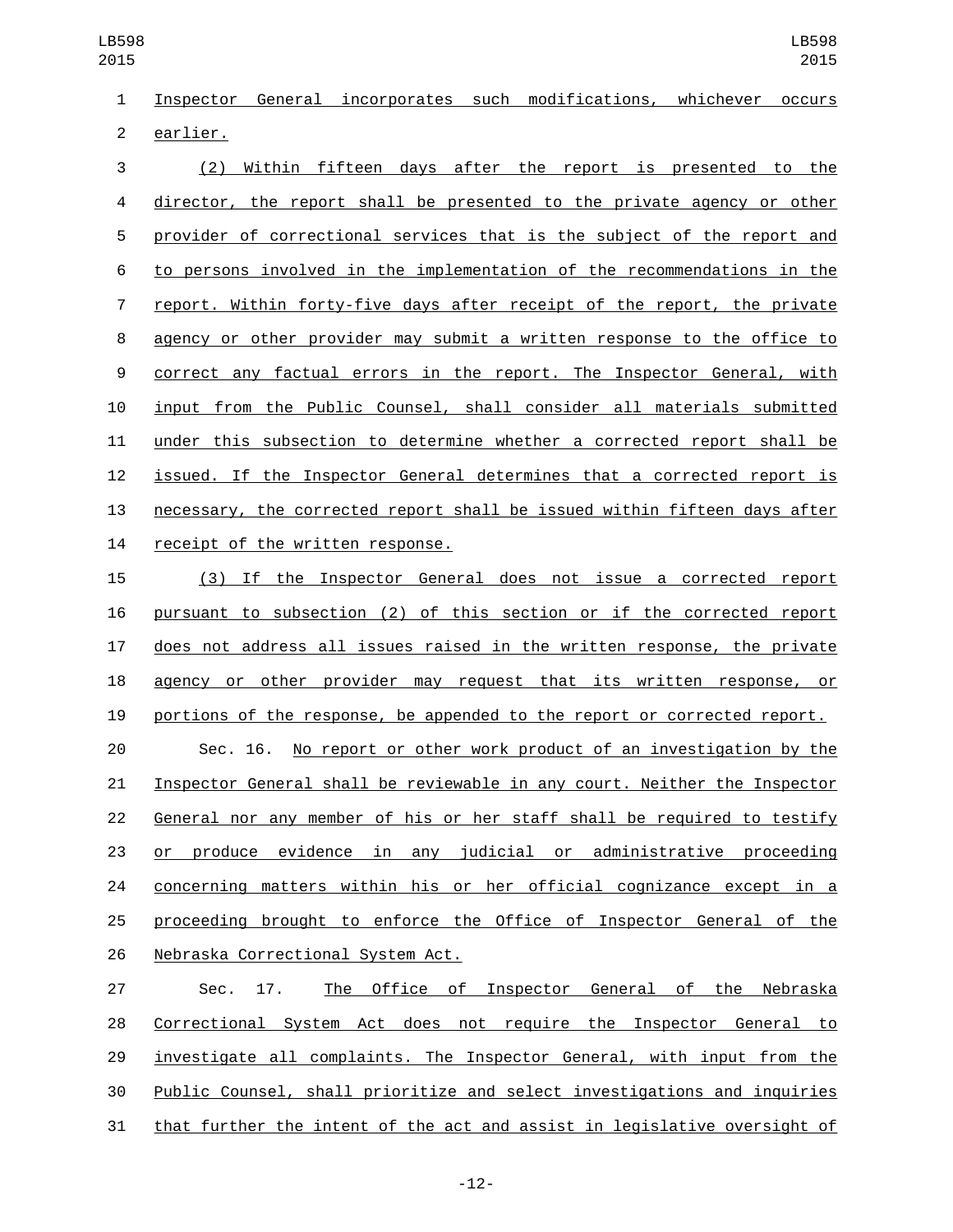Inspector General incorporates such modifications, whichever occurs earlier.

(2) Within fifteen days after the report is presented to the director, the report shall be presented to the private agency or other provider of correctional services that is the subject of the report and to persons involved in the implementation of the recommendations in the report. Within forty-five days after receipt of the report, the private agency or other provider may submit a written response to the office to correct any factual errors in the report. The Inspector General, with input from the Public Counsel, shall consider all materials submitted under this subsection to determine whether a corrected report shall be issued. If the Inspector General determines that a corrected report is necessary, the corrected report shall be issued within fifteen days after receipt of the written response.

(3) If the Inspector General does not issue a corrected report pursuant to subsection (2) of this section or if the corrected report does not address all issues raised in the written response, the private agency or other provider may request that its written response, or portions of the response, be appended to the report or corrected report.

Sec. 16. No report or other work product of an investigation by the Inspector General shall be reviewable in any court. Neither the Inspector General nor any member of his or her staff shall be required to testify or produce evidence in any judicial or administrative proceeding concerning matters within his or her official cognizance except in a proceeding brought to enforce the Office of Inspector General of the Nebraska Correctional System Act.

Sec. 17. The Office of Inspector General of the Nebraska Correctional System Act does not require the Inspector General to investigate all complaints. The Inspector General, with input from the Public Counsel, shall prioritize and select investigations and inquiries that further the intent of the act and assist in legislative oversight of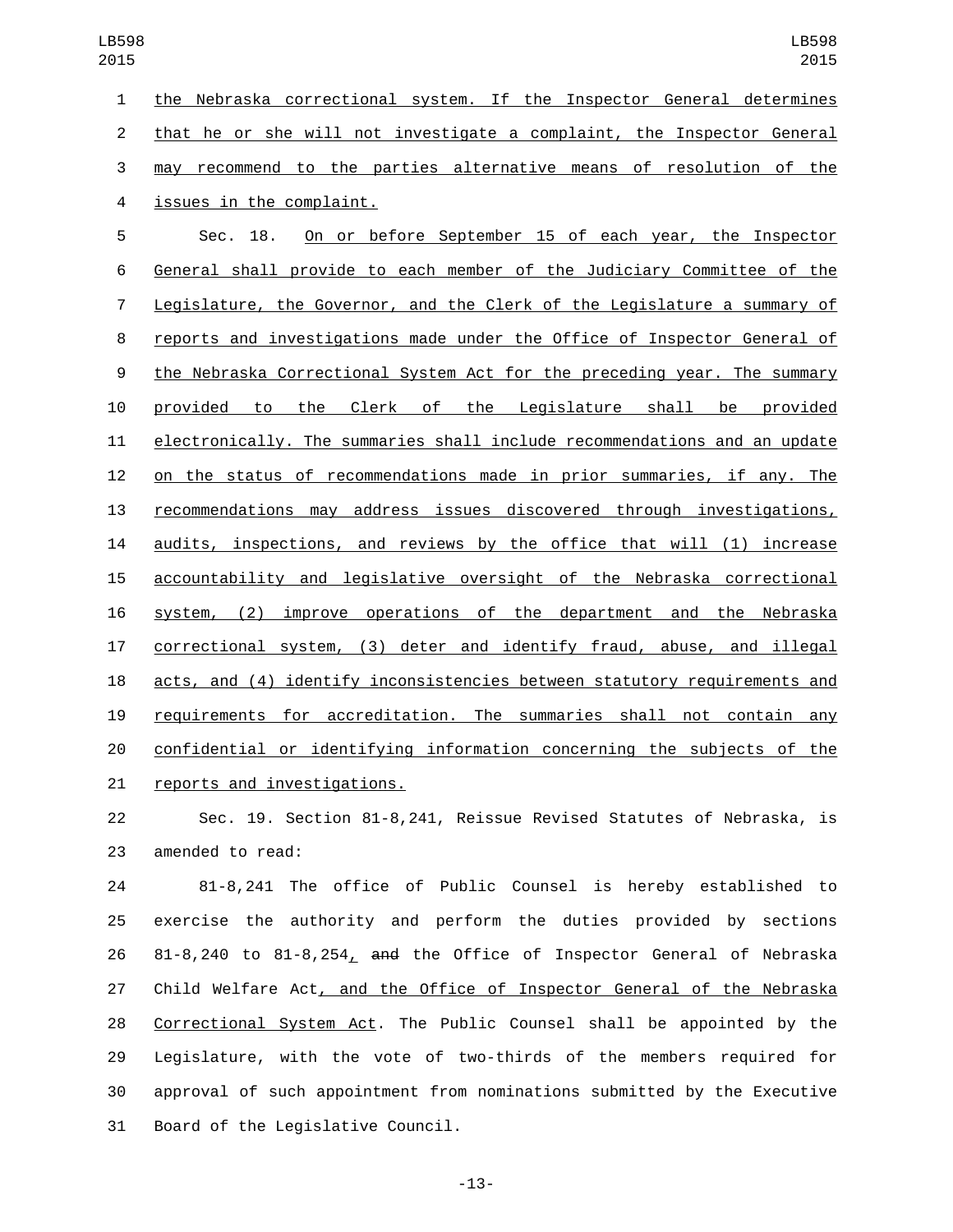the Nebraska correctional system. If the Inspector General determines that he or she will not investigate a complaint, the Inspector General may recommend to the parties alternative means of resolution of the issues in the complaint.

Sec. 18. On or before September 15 of each year, the Inspector General shall provide to each member of the Judiciary Committee of the Legislature, the Governor, and the Clerk of the Legislature a summary of reports and investigations made under the Office of Inspector General of the Nebraska Correctional System Act for the preceding year. The summary provided to the Clerk of the Legislature shall be provided electronically. The summaries shall include recommendations and an update on the status of recommendations made in prior summaries, if any. The recommendations may address issues discovered through investigations, audits, inspections, and reviews by the office that will (1) increase accountability and legislative oversight of the Nebraska correctional system, (2) improve operations of the department and the Nebraska correctional system, (3) deter and identify fraud, abuse, and illegal acts, and (4) identify inconsistencies between statutory requirements and requirements for accreditation. The summaries shall not contain any confidential or identifying information concerning the subjects of the reports and investigations.

Sec. 19. Section 81-8,241, Reissue Revised Statutes of Nebraska, is amended to read:

81-8,241 The office of Public Counsel is hereby established to exercise the authority and perform the duties provided by sections 81-8,240 to 81-8,254, ~~and~~ the Office of Inspector General of Nebraska Child Welfare Act, and the Office of Inspector General of the Nebraska Correctional System Act. The Public Counsel shall be appointed by the Legislature, with the vote of two-thirds of the members required for approval of such appointment from nominations submitted by the Executive Board of the Legislative Council.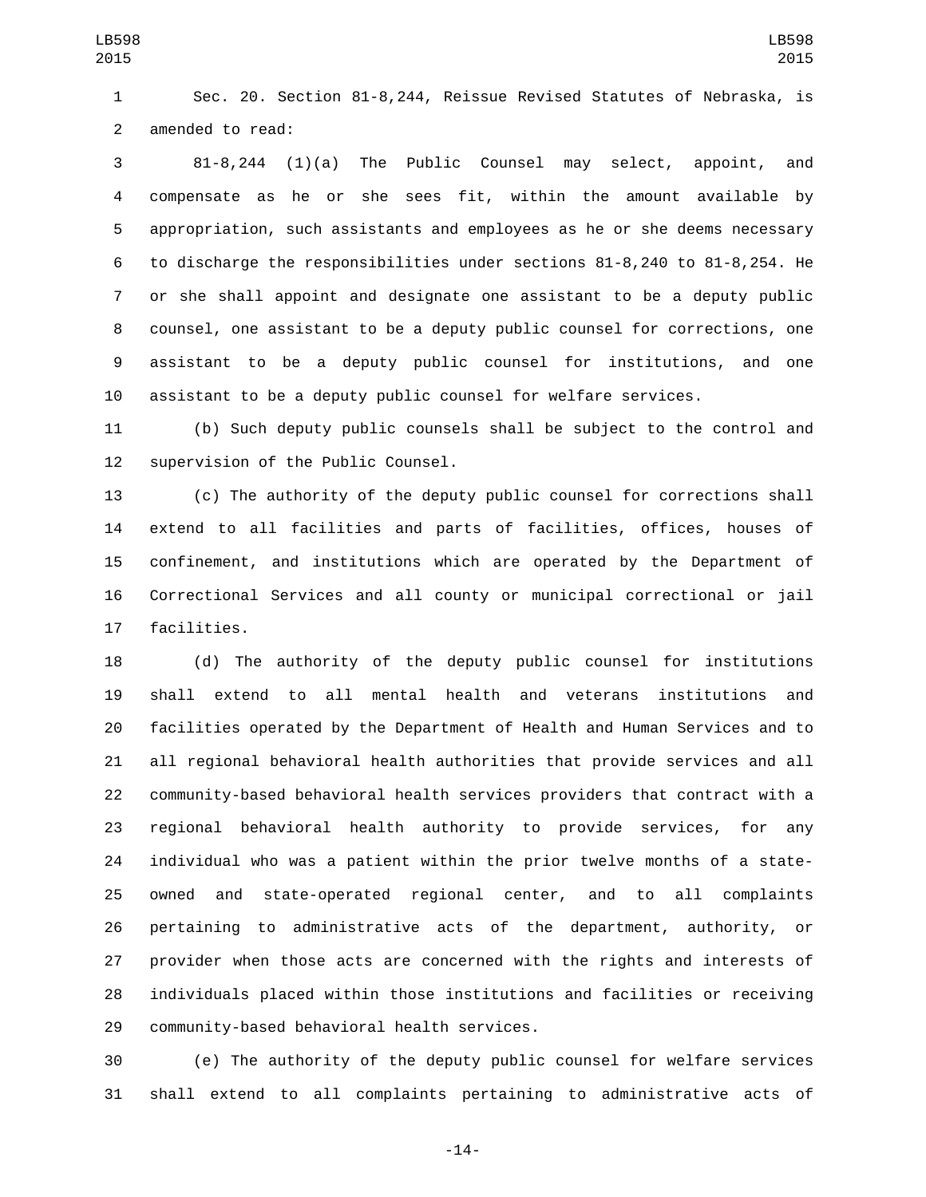Sec. 20. Section 81-8,244, Reissue Revised Statutes of Nebraska, is amended to read:

81-8,244 (1)(a) The Public Counsel may select, appoint, and compensate as he or she sees fit, within the amount available by appropriation, such assistants and employees as he or she deems necessary to discharge the responsibilities under sections 81-8,240 to 81-8,254. He or she shall appoint and designate one assistant to be a deputy public counsel, one assistant to be a deputy public counsel for corrections, one assistant to be a deputy public counsel for institutions, and one assistant to be a deputy public counsel for welfare services.

(b) Such deputy public counsels shall be subject to the control and supervision of the Public Counsel.

(c) The authority of the deputy public counsel for corrections shall extend to all facilities and parts of facilities, offices, houses of confinement, and institutions which are operated by the Department of Correctional Services and all county or municipal correctional or jail facilities.

(d) The authority of the deputy public counsel for institutions shall extend to all mental health and veterans institutions and facilities operated by the Department of Health and Human Services and to all regional behavioral health authorities that provide services and all community-based behavioral health services providers that contract with a regional behavioral health authority to provide services, for any individual who was a patient within the prior twelve months of a state-owned and state-operated regional center, and to all complaints pertaining to administrative acts of the department, authority, or provider when those acts are concerned with the rights and interests of individuals placed within those institutions and facilities or receiving community-based behavioral health services.

(e) The authority of the deputy public counsel for welfare services shall extend to all complaints pertaining to administrative acts of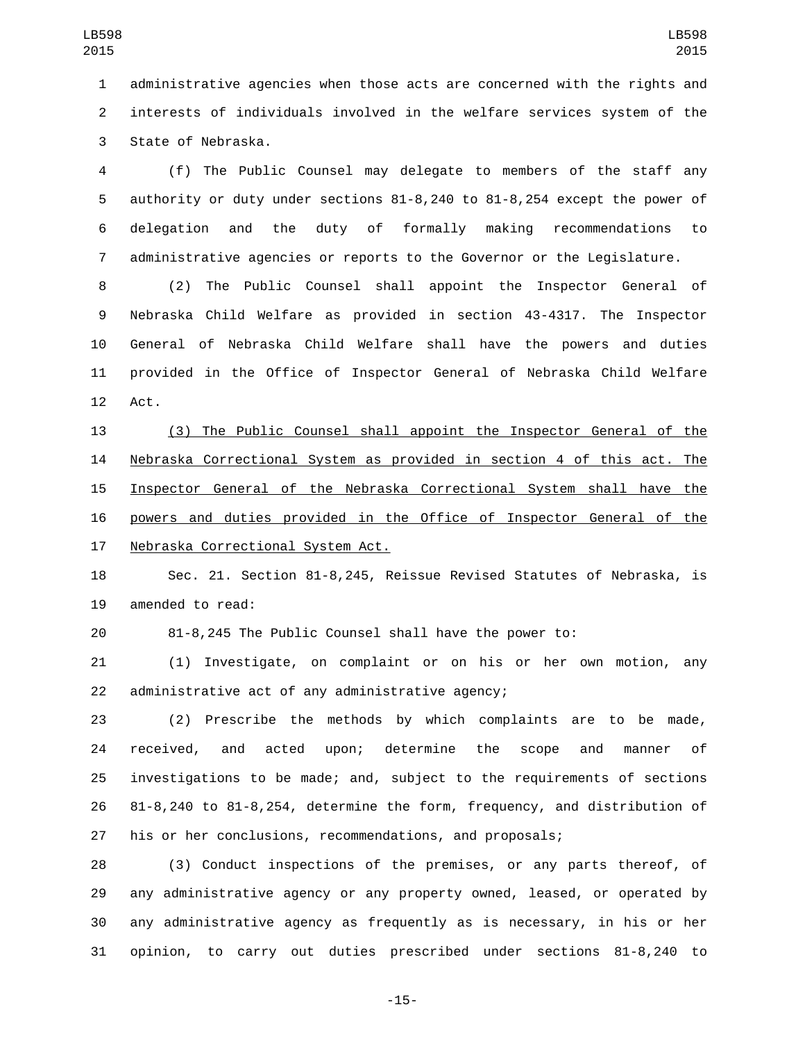administrative agencies when those acts are concerned with the rights and interests of individuals involved in the welfare services system of the State of Nebraska.

(f) The Public Counsel may delegate to members of the staff any authority or duty under sections 81-8,240 to 81-8,254 except the power of delegation and the duty of formally making recommendations to administrative agencies or reports to the Governor or the Legislature.

(2) The Public Counsel shall appoint the Inspector General of Nebraska Child Welfare as provided in section 43-4317. The Inspector General of Nebraska Child Welfare shall have the powers and duties provided in the Office of Inspector General of Nebraska Child Welfare Act.

<u>(3) The Public Counsel shall appoint the Inspector General of the Nebraska Correctional System as provided in section 4 of this act. The Inspector General of the Nebraska Correctional System shall have the powers and duties provided in the Office of Inspector General of the Nebraska Correctional System Act.</u>

Sec. 21. Section 81-8,245, Reissue Revised Statutes of Nebraska, is amended to read:

81-8,245 The Public Counsel shall have the power to:

(1) Investigate, on complaint or on his or her own motion, any administrative act of any administrative agency;

(2) Prescribe the methods by which complaints are to be made, received, and acted upon; determine the scope and manner of investigations to be made; and, subject to the requirements of sections 81-8,240 to 81-8,254, determine the form, frequency, and distribution of his or her conclusions, recommendations, and proposals;

(3) Conduct inspections of the premises, or any parts thereof, of any administrative agency or any property owned, leased, or operated by any administrative agency as frequently as is necessary, in his or her opinion, to carry out duties prescribed under sections 81-8,240 to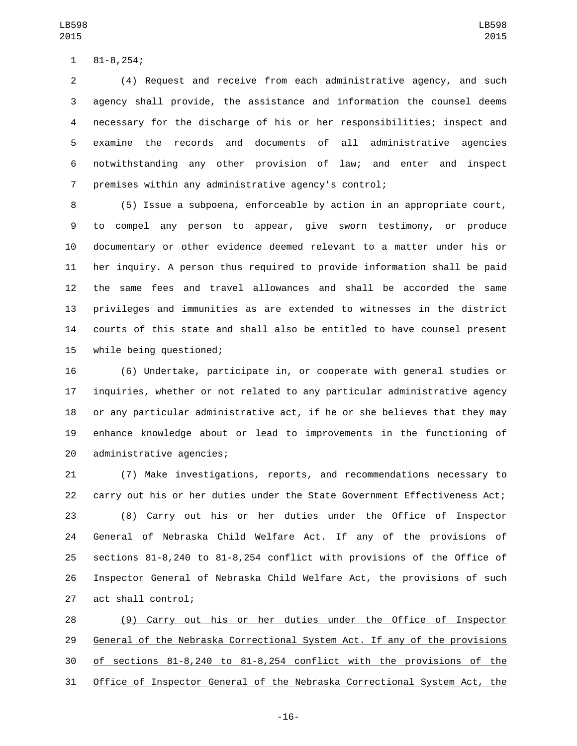81-8,254;

(4) Request and receive from each administrative agency, and such agency shall provide, the assistance and information the counsel deems necessary for the discharge of his or her responsibilities; inspect and examine the records and documents of all administrative agencies notwithstanding any other provision of law; and enter and inspect premises within any administrative agency's control;

(5) Issue a subpoena, enforceable by action in an appropriate court, to compel any person to appear, give sworn testimony, or produce documentary or other evidence deemed relevant to a matter under his or her inquiry. A person thus required to provide information shall be paid the same fees and travel allowances and shall be accorded the same privileges and immunities as are extended to witnesses in the district courts of this state and shall also be entitled to have counsel present while being questioned;

(6) Undertake, participate in, or cooperate with general studies or inquiries, whether or not related to any particular administrative agency or any particular administrative act, if he or she believes that they may enhance knowledge about or lead to improvements in the functioning of administrative agencies;

(7) Make investigations, reports, and recommendations necessary to carry out his or her duties under the State Government Effectiveness Act;

(8) Carry out his or her duties under the Office of Inspector General of Nebraska Child Welfare Act. If any of the provisions of sections 81-8,240 to 81-8,254 conflict with provisions of the Office of Inspector General of Nebraska Child Welfare Act, the provisions of such act shall control;

<u>(9) Carry out his or her duties under the Office of Inspector General of the Nebraska Correctional System Act. If any of the provisions of sections 81-8,240 to 81-8,254 conflict with the provisions of the Office of Inspector General of the Nebraska Correctional System Act, the</u>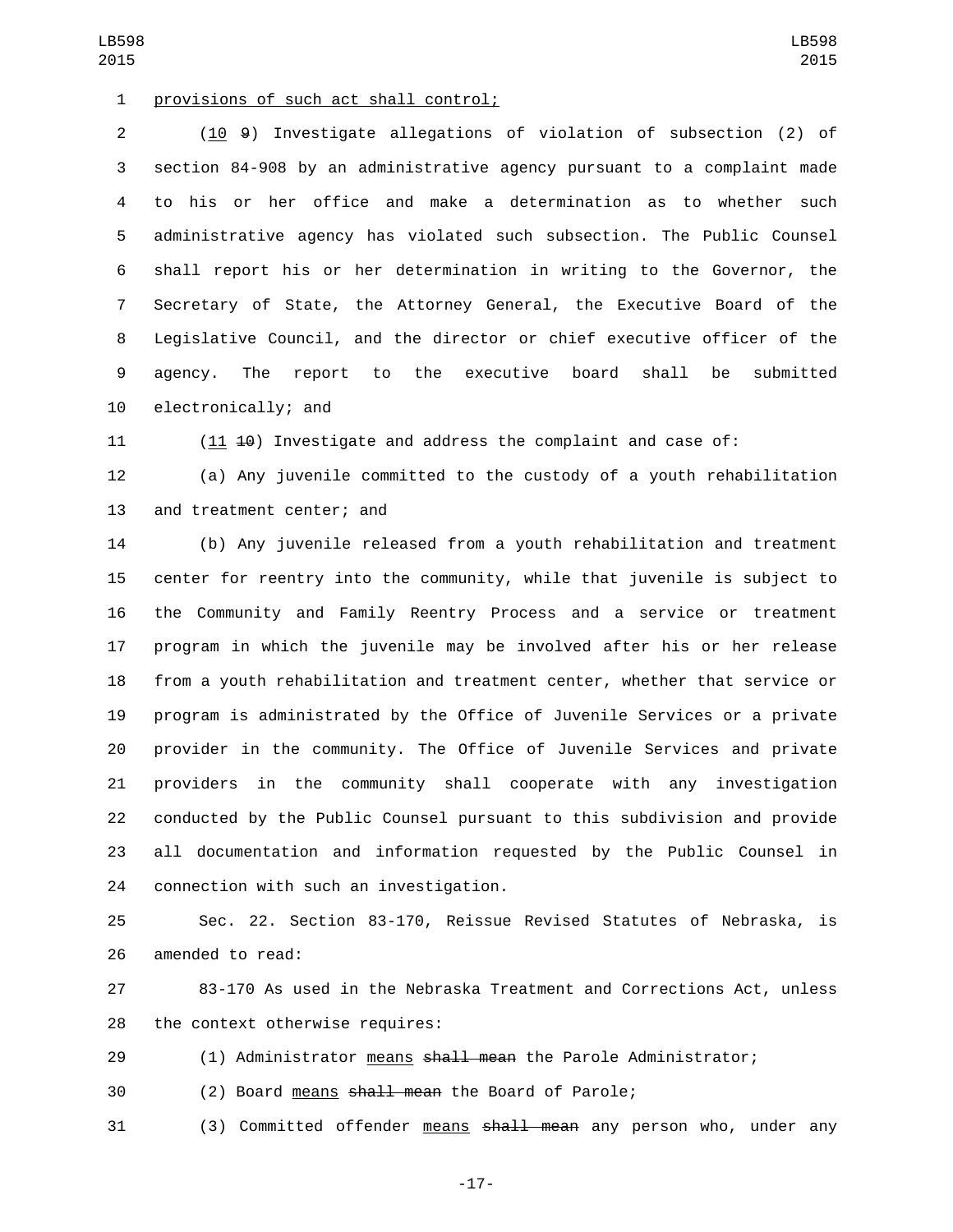provisions of such act shall control;

(10 ~~9~~) Investigate allegations of violation of subsection (2) of section 84-908 by an administrative agency pursuant to a complaint made to his or her office and make a determination as to whether such administrative agency has violated such subsection. The Public Counsel shall report his or her determination in writing to the Governor, the Secretary of State, the Attorney General, the Executive Board of the Legislative Council, and the director or chief executive officer of the agency. The report to the executive board shall be submitted electronically; and

(11 ~~10~~) Investigate and address the complaint and case of:

(a) Any juvenile committed to the custody of a youth rehabilitation and treatment center; and

(b) Any juvenile released from a youth rehabilitation and treatment center for reentry into the community, while that juvenile is subject to the Community and Family Reentry Process and a service or treatment program in which the juvenile may be involved after his or her release from a youth rehabilitation and treatment center, whether that service or program is administrated by the Office of Juvenile Services or a private provider in the community. The Office of Juvenile Services and private providers in the community shall cooperate with any investigation conducted by the Public Counsel pursuant to this subdivision and provide all documentation and information requested by the Public Counsel in connection with such an investigation.

Sec. 22. Section 83-170, Reissue Revised Statutes of Nebraska, is amended to read:

83-170 As used in the Nebraska Treatment and Corrections Act, unless the context otherwise requires:

(1) Administrator means ~~shall mean~~ the Parole Administrator;

(2) Board means ~~shall mean~~ the Board of Parole;

(3) Committed offender means ~~shall mean~~ any person who, under any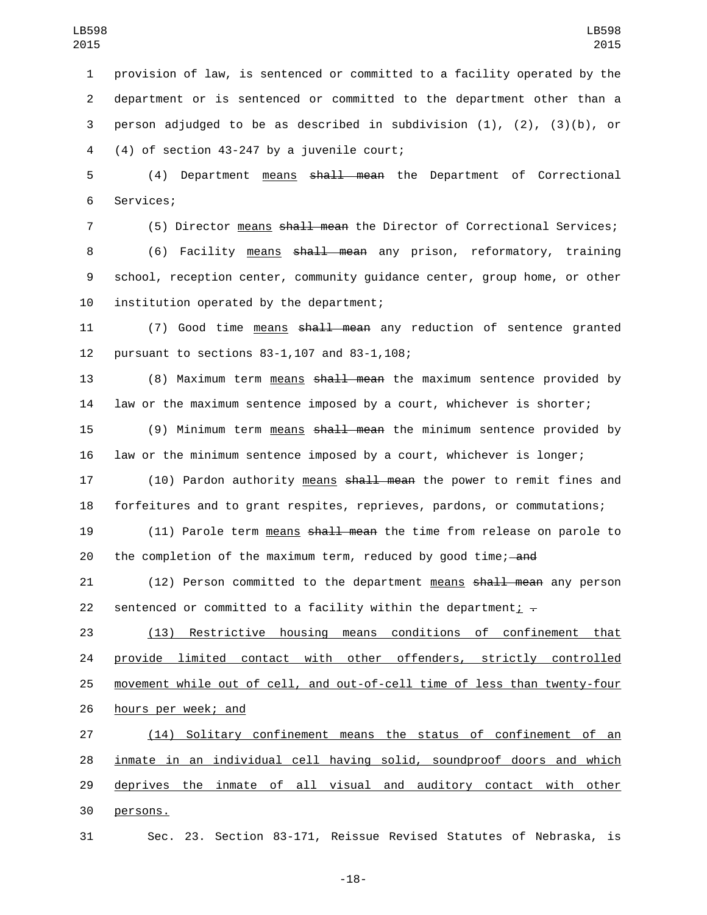provision of law, is sentenced or committed to a facility operated by the department or is sentenced or committed to the department other than a person adjudged to be as described in subdivision (1), (2), (3)(b), or (4) of section 43-247 by a juvenile court;

(4) Department <u>means</u> ~~shall mean~~ the Department of Correctional Services;

(5) Director <u>means</u> ~~shall mean~~ the Director of Correctional Services;

(6) Facility <u>means</u> ~~shall mean~~ any prison, reformatory, training school, reception center, community guidance center, group home, or other institution operated by the department;

(7) Good time <u>means</u> ~~shall mean~~ any reduction of sentence granted pursuant to sections 83-1,107 and 83-1,108;

(8) Maximum term <u>means</u> ~~shall mean~~ the maximum sentence provided by law or the maximum sentence imposed by a court, whichever is shorter;

(9) Minimum term <u>means</u> ~~shall mean~~ the minimum sentence provided by law or the minimum sentence imposed by a court, whichever is longer;

(10) Pardon authority <u>means</u> ~~shall mean~~ the power to remit fines and forfeitures and to grant respites, reprieves, pardons, or commutations;

(11) Parole term <u>means</u> ~~shall mean~~ the time from release on parole to the completion of the maximum term, reduced by good time; ~~and~~

(12) Person committed to the department <u>means</u> ~~shall mean~~ any person sentenced or committed to a facility within the department<u>;</u> ~~.~~

<u>(13) Restrictive housing means conditions of confinement that provide limited contact with other offenders, strictly controlled movement while out of cell, and out-of-cell time of less than twenty-four hours per week; and</u>

<u>(14) Solitary confinement means the status of confinement of an inmate in an individual cell having solid, soundproof doors and which deprives the inmate of all visual and auditory contact with other persons.</u>

Sec. 23. Section 83-171, Reissue Revised Statutes of Nebraska, is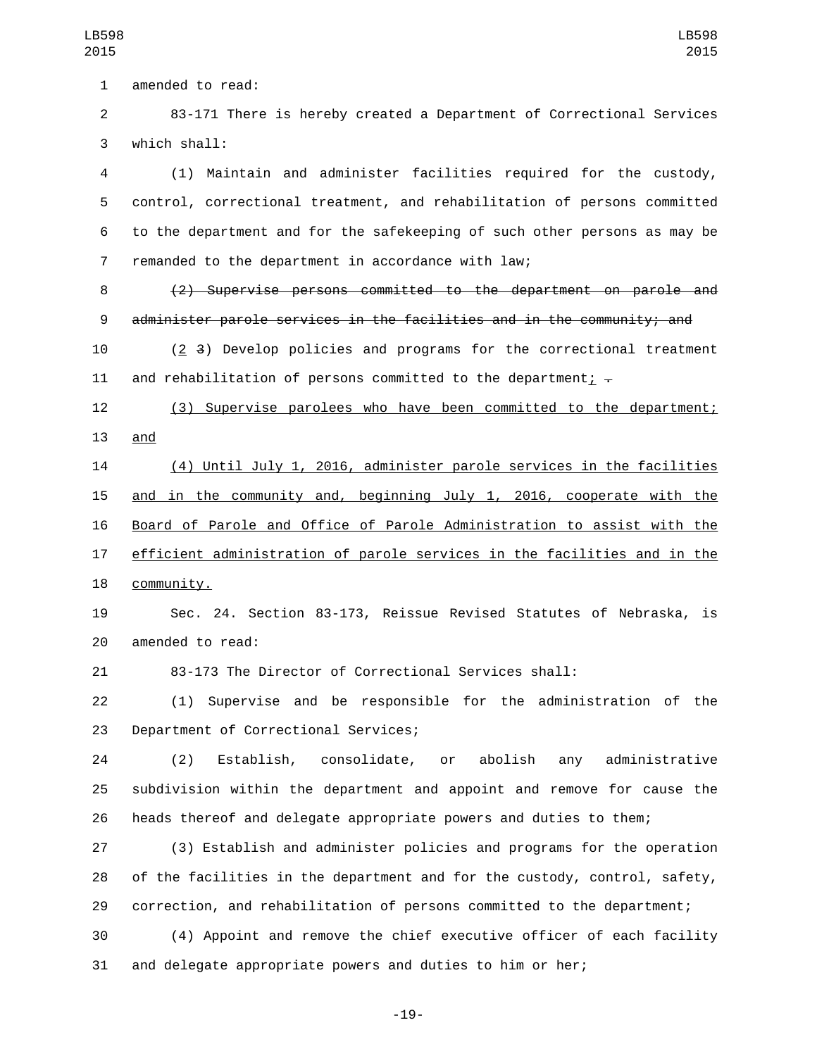amended to read:

83-171 There is hereby created a Department of Correctional Services which shall:

(1) Maintain and administer facilities required for the custody, control, correctional treatment, and rehabilitation of persons committed to the department and for the safekeeping of such other persons as may be remanded to the department in accordance with law;

~~(2) Supervise persons committed to the department on parole and administer parole services in the facilities and in the community; and~~

(2 ~~3~~) Develop policies and programs for the correctional treatment and rehabilitation of persons committed to the department; ~~.~~

(3) Supervise parolees who have been committed to the department; and

(4) Until July 1, 2016, administer parole services in the facilities and in the community and, beginning July 1, 2016, cooperate with the Board of Parole and Office of Parole Administration to assist with the efficient administration of parole services in the facilities and in the community.

Sec. 24. Section 83-173, Reissue Revised Statutes of Nebraska, is amended to read:

83-173 The Director of Correctional Services shall:

(1) Supervise and be responsible for the administration of the Department of Correctional Services;

(2) Establish, consolidate, or abolish any administrative subdivision within the department and appoint and remove for cause the heads thereof and delegate appropriate powers and duties to them;

(3) Establish and administer policies and programs for the operation of the facilities in the department and for the custody, control, safety, correction, and rehabilitation of persons committed to the department;

(4) Appoint and remove the chief executive officer of each facility and delegate appropriate powers and duties to him or her;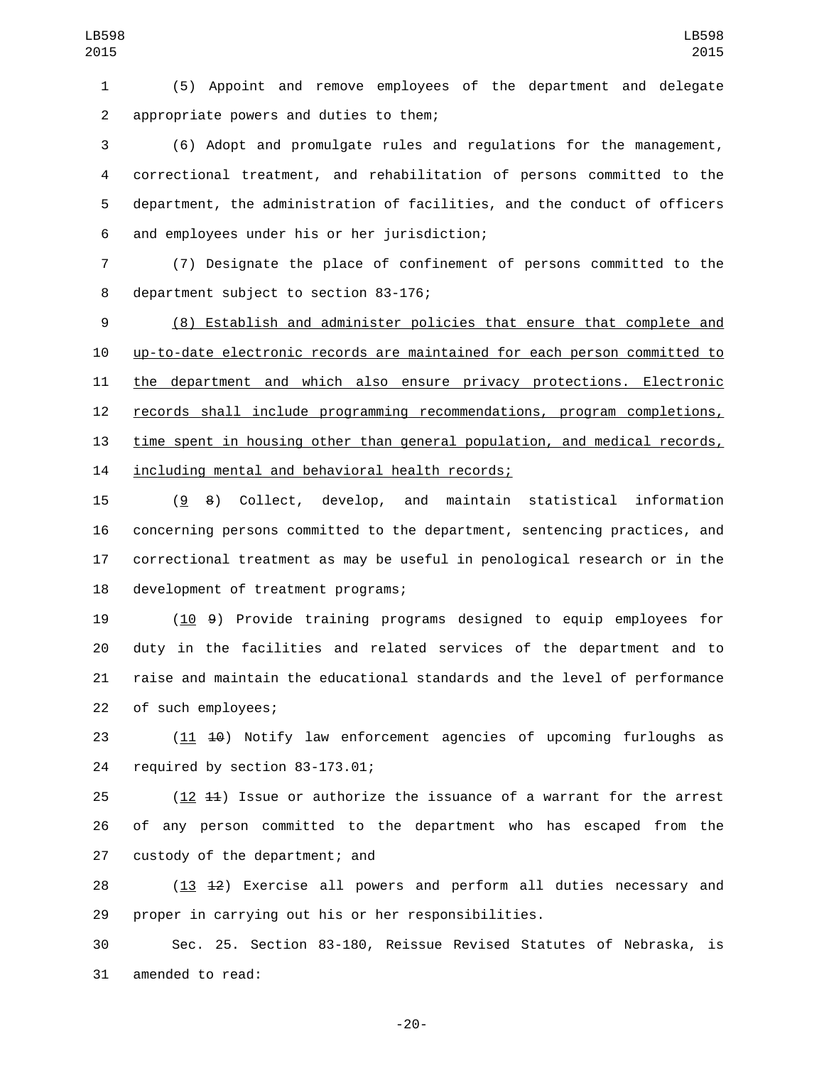(5) Appoint and remove employees of the department and delegate appropriate powers and duties to them;

(6) Adopt and promulgate rules and regulations for the management, correctional treatment, and rehabilitation of persons committed to the department, the administration of facilities, and the conduct of officers and employees under his or her jurisdiction;

(7) Designate the place of confinement of persons committed to the department subject to section 83-176;

<u>(8) Establish and administer policies that ensure that complete and up-to-date electronic records are maintained for each person committed to the department and which also ensure privacy protections. Electronic records shall include programming recommendations, program completions, time spent in housing other than general population, and medical records, including mental and behavioral health records;</u>

(<u>9</u> ~~8~~) Collect, develop, and maintain statistical information concerning persons committed to the department, sentencing practices, and correctional treatment as may be useful in penological research or in the development of treatment programs;

(<u>10</u> ~~9~~) Provide training programs designed to equip employees for duty in the facilities and related services of the department and to raise and maintain the educational standards and the level of performance of such employees;

(<u>11</u> ~~10~~) Notify law enforcement agencies of upcoming furloughs as required by section 83-173.01;

(<u>12</u> ~~11~~) Issue or authorize the issuance of a warrant for the arrest of any person committed to the department who has escaped from the custody of the department; and

(<u>13</u> ~~12~~) Exercise all powers and perform all duties necessary and proper in carrying out his or her responsibilities.

Sec. 25. Section 83-180, Reissue Revised Statutes of Nebraska, is amended to read: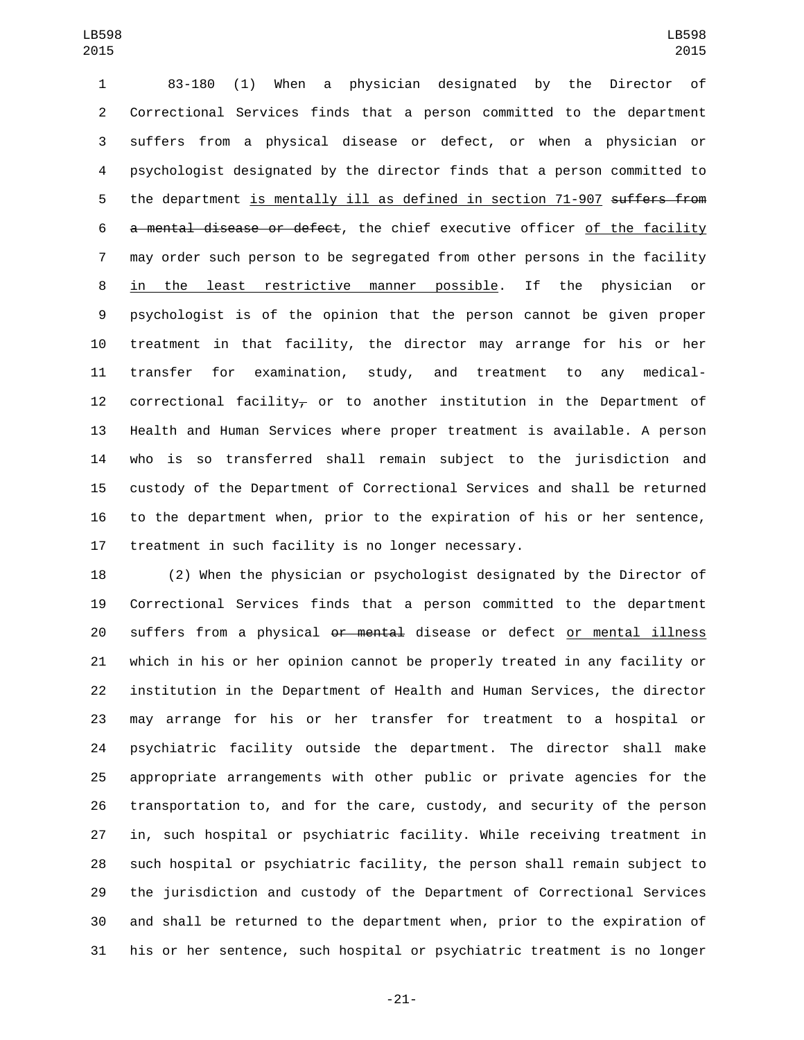83-180 (1) When a physician designated by the Director of Correctional Services finds that a person committed to the department suffers from a physical disease or defect, or when a physician or psychologist designated by the director finds that a person committed to the department is mentally ill as defined in section 71-907 ~~suffers from a mental disease or defect~~, the chief executive officer of the facility may order such person to be segregated from other persons in the facility in the least restrictive manner possible. If the physician or psychologist is of the opinion that the person cannot be given proper treatment in that facility, the director may arrange for his or her transfer for examination, study, and treatment to any medical-correctional facility~~,~~ or to another institution in the Department of Health and Human Services where proper treatment is available. A person who is so transferred shall remain subject to the jurisdiction and custody of the Department of Correctional Services and shall be returned to the department when, prior to the expiration of his or her sentence, treatment in such facility is no longer necessary.

(2) When the physician or psychologist designated by the Director of Correctional Services finds that a person committed to the department suffers from a physical ~~or mental~~ disease or defect or mental illness which in his or her opinion cannot be properly treated in any facility or institution in the Department of Health and Human Services, the director may arrange for his or her transfer for treatment to a hospital or psychiatric facility outside the department. The director shall make appropriate arrangements with other public or private agencies for the transportation to, and for the care, custody, and security of the person in, such hospital or psychiatric facility. While receiving treatment in such hospital or psychiatric facility, the person shall remain subject to the jurisdiction and custody of the Department of Correctional Services and shall be returned to the department when, prior to the expiration of his or her sentence, such hospital or psychiatric treatment is no longer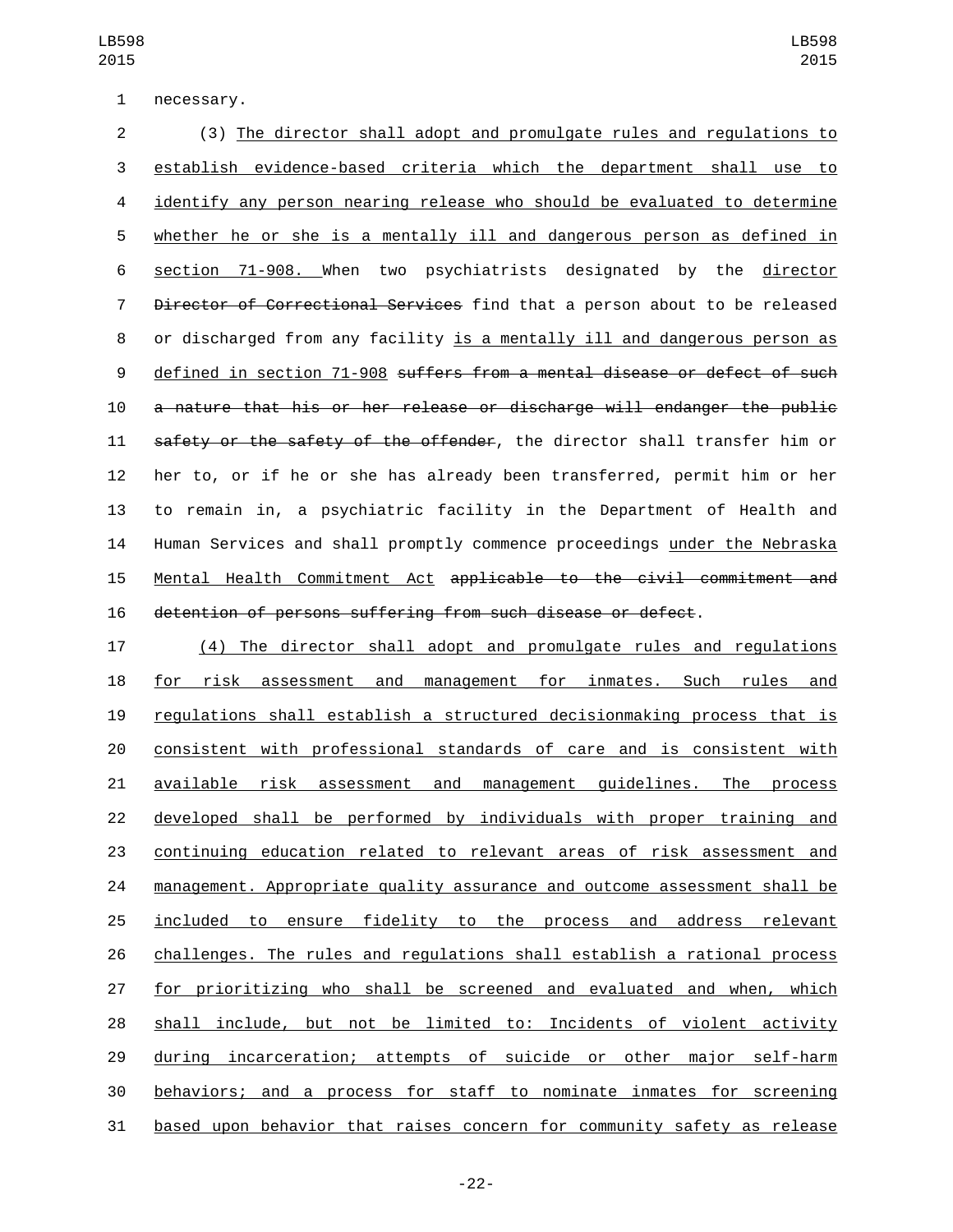necessary.

(3) The director shall adopt and promulgate rules and regulations to establish evidence-based criteria which the department shall use to identify any person nearing release who should be evaluated to determine whether he or she is a mentally ill and dangerous person as defined in section 71-908. When two psychiatrists designated by the director ~~Director of Correctional Services~~ find that a person about to be released or discharged from any facility is a mentally ill and dangerous person as defined in section 71-908 ~~suffers from a mental disease or defect of such a nature that his or her release or discharge will endanger the public safety or the safety of the offender~~, the director shall transfer him or her to, or if he or she has already been transferred, permit him or her to remain in, a psychiatric facility in the Department of Health and Human Services and shall promptly commence proceedings under the Nebraska Mental Health Commitment Act ~~applicable to the civil commitment and detention of persons suffering from such disease or defect~~.

(4) The director shall adopt and promulgate rules and regulations for risk assessment and management for inmates. Such rules and regulations shall establish a structured decisionmaking process that is consistent with professional standards of care and is consistent with available risk assessment and management guidelines. The process developed shall be performed by individuals with proper training and continuing education related to relevant areas of risk assessment and management. Appropriate quality assurance and outcome assessment shall be included to ensure fidelity to the process and address relevant challenges. The rules and regulations shall establish a rational process for prioritizing who shall be screened and evaluated and when, which shall include, but not be limited to: Incidents of violent activity during incarceration; attempts of suicide or other major self-harm behaviors; and a process for staff to nominate inmates for screening based upon behavior that raises concern for community safety as release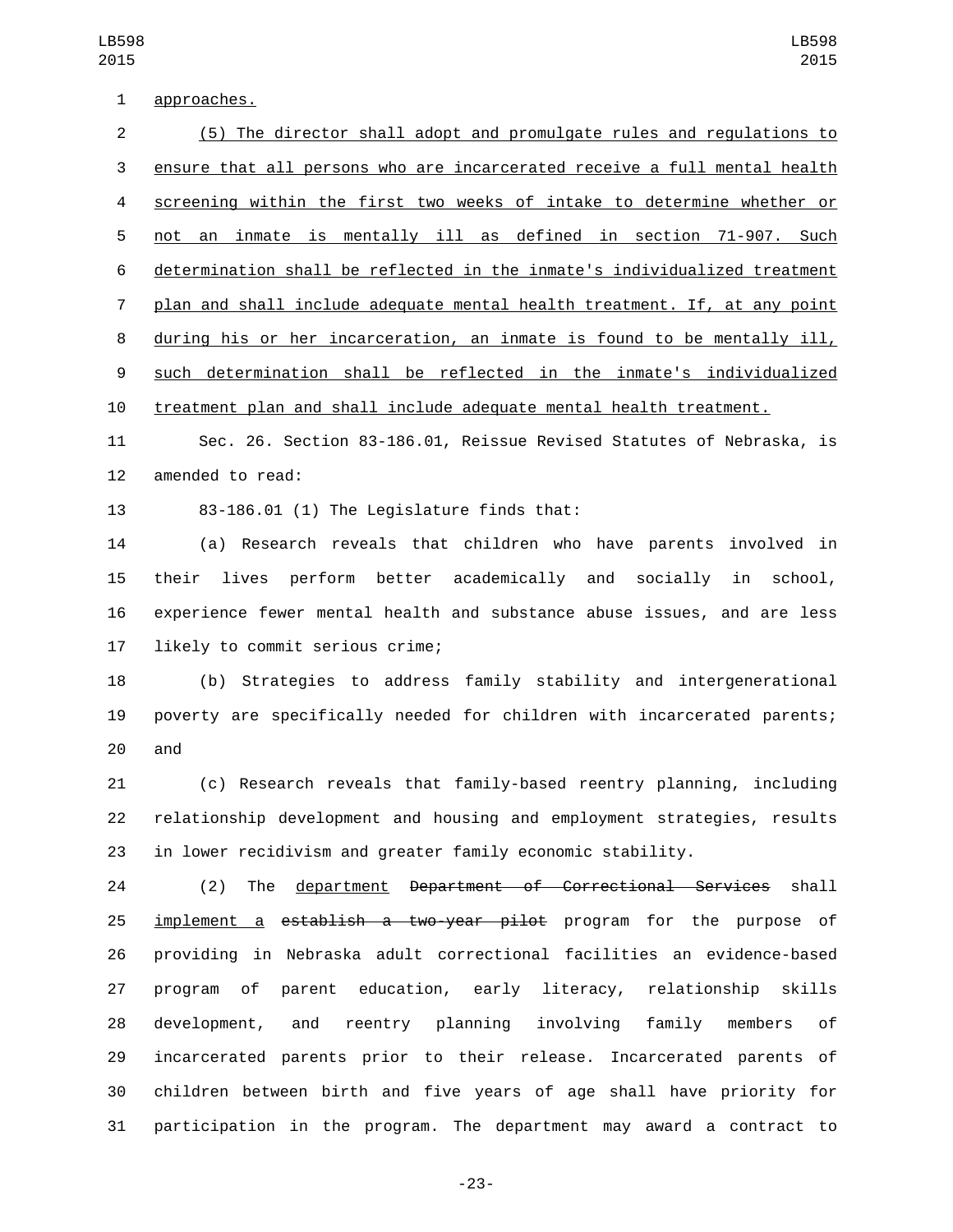approaches.

(5) The director shall adopt and promulgate rules and regulations to ensure that all persons who are incarcerated receive a full mental health screening within the first two weeks of intake to determine whether or not an inmate is mentally ill as defined in section 71-907. Such determination shall be reflected in the inmate's individualized treatment plan and shall include adequate mental health treatment. If, at any point during his or her incarceration, an inmate is found to be mentally ill, such determination shall be reflected in the inmate's individualized treatment plan and shall include adequate mental health treatment.

Sec. 26. Section 83-186.01, Reissue Revised Statutes of Nebraska, is amended to read:

83-186.01 (1) The Legislature finds that:

(a) Research reveals that children who have parents involved in their lives perform better academically and socially in school, experience fewer mental health and substance abuse issues, and are less likely to commit serious crime;

(b) Strategies to address family stability and intergenerational poverty are specifically needed for children with incarcerated parents; and

(c) Research reveals that family-based reentry planning, including relationship development and housing and employment strategies, results in lower recidivism and greater family economic stability.

(2) The department ~~Department of Correctional Services~~ shall implement a ~~establish a two-year pilot~~ program for the purpose of providing in Nebraska adult correctional facilities an evidence-based program of parent education, early literacy, relationship skills development, and reentry planning involving family members of incarcerated parents prior to their release. Incarcerated parents of children between birth and five years of age shall have priority for participation in the program. The department may award a contract to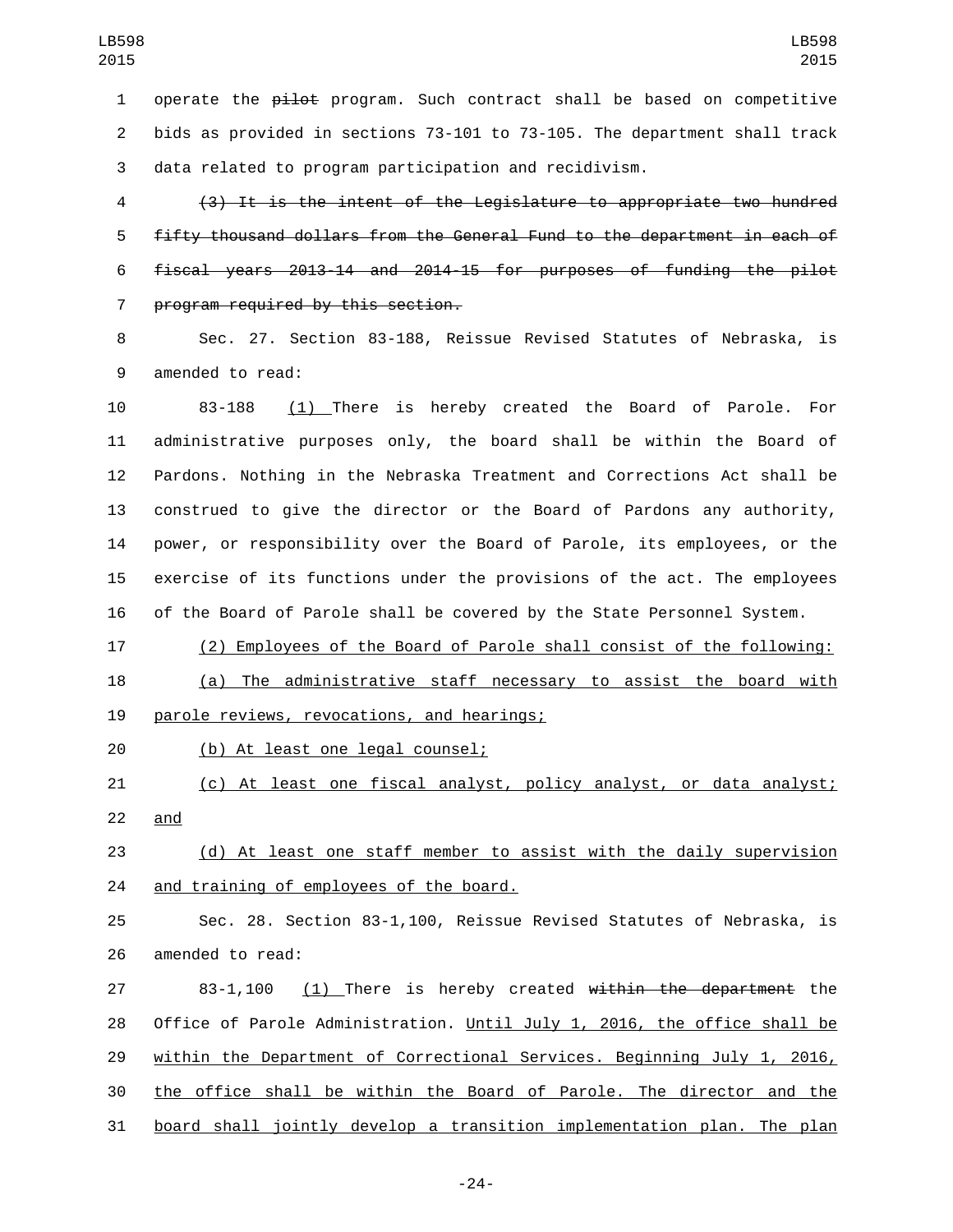operate the ~~pilot~~ program. Such contract shall be based on competitive bids as provided in sections 73-101 to 73-105. The department shall track data related to program participation and recidivism.

~~(3) It is the intent of the Legislature to appropriate two hundred fifty thousand dollars from the General Fund to the department in each of fiscal years 2013-14 and 2014-15 for purposes of funding the pilot program required by this section.~~

Sec. 27. Section 83-188, Reissue Revised Statutes of Nebraska, is amended to read:

83-188 (1) There is hereby created the Board of Parole. For administrative purposes only, the board shall be within the Board of Pardons. Nothing in the Nebraska Treatment and Corrections Act shall be construed to give the director or the Board of Pardons any authority, power, or responsibility over the Board of Parole, its employees, or the exercise of its functions under the provisions of the act. The employees of the Board of Parole shall be covered by the State Personnel System.

(2) Employees of the Board of Parole shall consist of the following:

(a) The administrative staff necessary to assist the board with parole reviews, revocations, and hearings;

(b) At least one legal counsel;

(c) At least one fiscal analyst, policy analyst, or data analyst; and

(d) At least one staff member to assist with the daily supervision and training of employees of the board.

Sec. 28. Section 83-1,100, Reissue Revised Statutes of Nebraska, is amended to read:

83-1,100 (1) There is hereby created ~~within the department~~ the Office of Parole Administration. Until July 1, 2016, the office shall be within the Department of Correctional Services. Beginning July 1, 2016, the office shall be within the Board of Parole. The director and the board shall jointly develop a transition implementation plan. The plan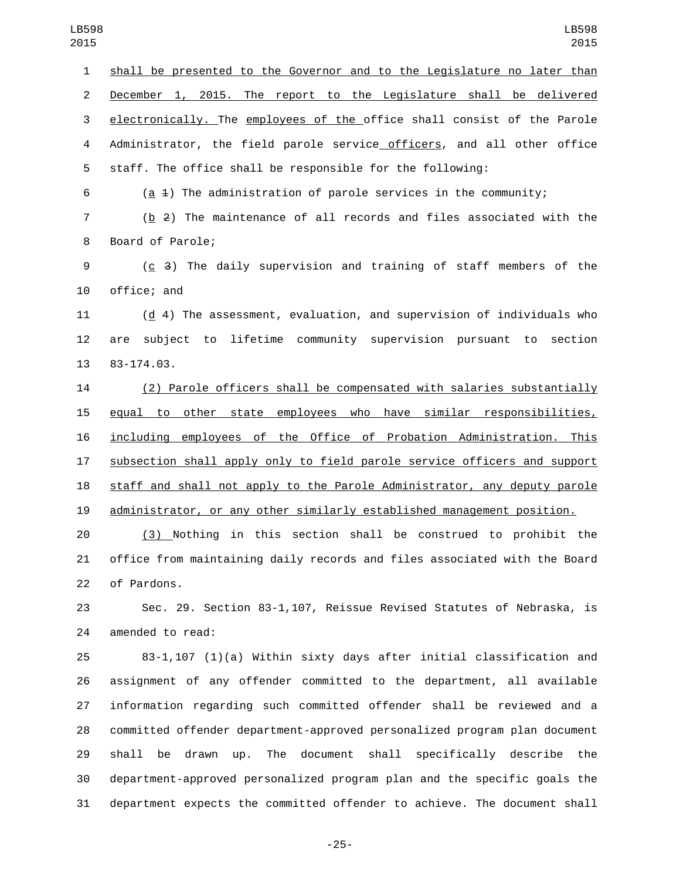shall be presented to the Governor and to the Legislature no later than December 1, 2015. The report to the Legislature shall be delivered electronically. The employees of the office shall consist of the Parole Administrator, the field parole service officers, and all other office staff. The office shall be responsible for the following:

(a 1) The administration of parole services in the community;

(b 2) The maintenance of all records and files associated with the Board of Parole;

(c 3) The daily supervision and training of staff members of the office; and

(d 4) The assessment, evaluation, and supervision of individuals who are subject to lifetime community supervision pursuant to section 83-174.03.

(2) Parole officers shall be compensated with salaries substantially equal to other state employees who have similar responsibilities, including employees of the Office of Probation Administration. This subsection shall apply only to field parole service officers and support staff and shall not apply to the Parole Administrator, any deputy parole administrator, or any other similarly established management position.

(3) Nothing in this section shall be construed to prohibit the office from maintaining daily records and files associated with the Board of Pardons.

Sec. 29. Section 83-1,107, Reissue Revised Statutes of Nebraska, is amended to read:

83-1,107 (1)(a) Within sixty days after initial classification and assignment of any offender committed to the department, all available information regarding such committed offender shall be reviewed and a committed offender department-approved personalized program plan document shall be drawn up. The document shall specifically describe the department-approved personalized program plan and the specific goals the department expects the committed offender to achieve. The document shall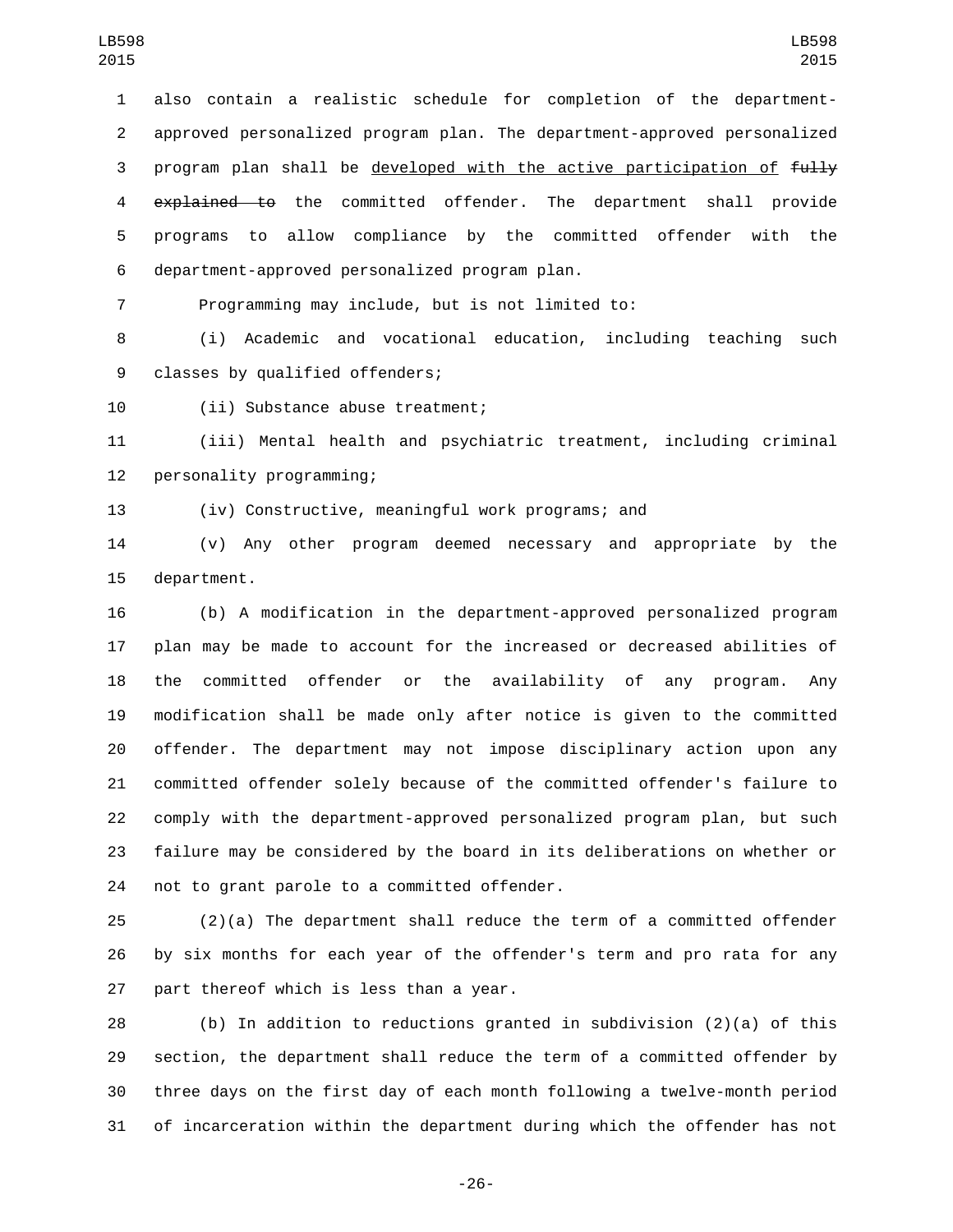also contain a realistic schedule for completion of the department-approved personalized program plan. The department-approved personalized program plan shall be <u>developed with the active participation of</u> ~~fully explained to~~ the committed offender. The department shall provide programs to allow compliance by the committed offender with the department-approved personalized program plan.

Programming may include, but is not limited to:

(i) Academic and vocational education, including teaching such classes by qualified offenders;

(ii) Substance abuse treatment;

(iii) Mental health and psychiatric treatment, including criminal personality programming;

(iv) Constructive, meaningful work programs; and

(v) Any other program deemed necessary and appropriate by the department.

(b) A modification in the department-approved personalized program plan may be made to account for the increased or decreased abilities of the committed offender or the availability of any program. Any modification shall be made only after notice is given to the committed offender. The department may not impose disciplinary action upon any committed offender solely because of the committed offender's failure to comply with the department-approved personalized program plan, but such failure may be considered by the board in its deliberations on whether or not to grant parole to a committed offender.

(2)(a) The department shall reduce the term of a committed offender by six months for each year of the offender's term and pro rata for any part thereof which is less than a year.

(b) In addition to reductions granted in subdivision (2)(a) of this section, the department shall reduce the term of a committed offender by three days on the first day of each month following a twelve-month period of incarceration within the department during which the offender has not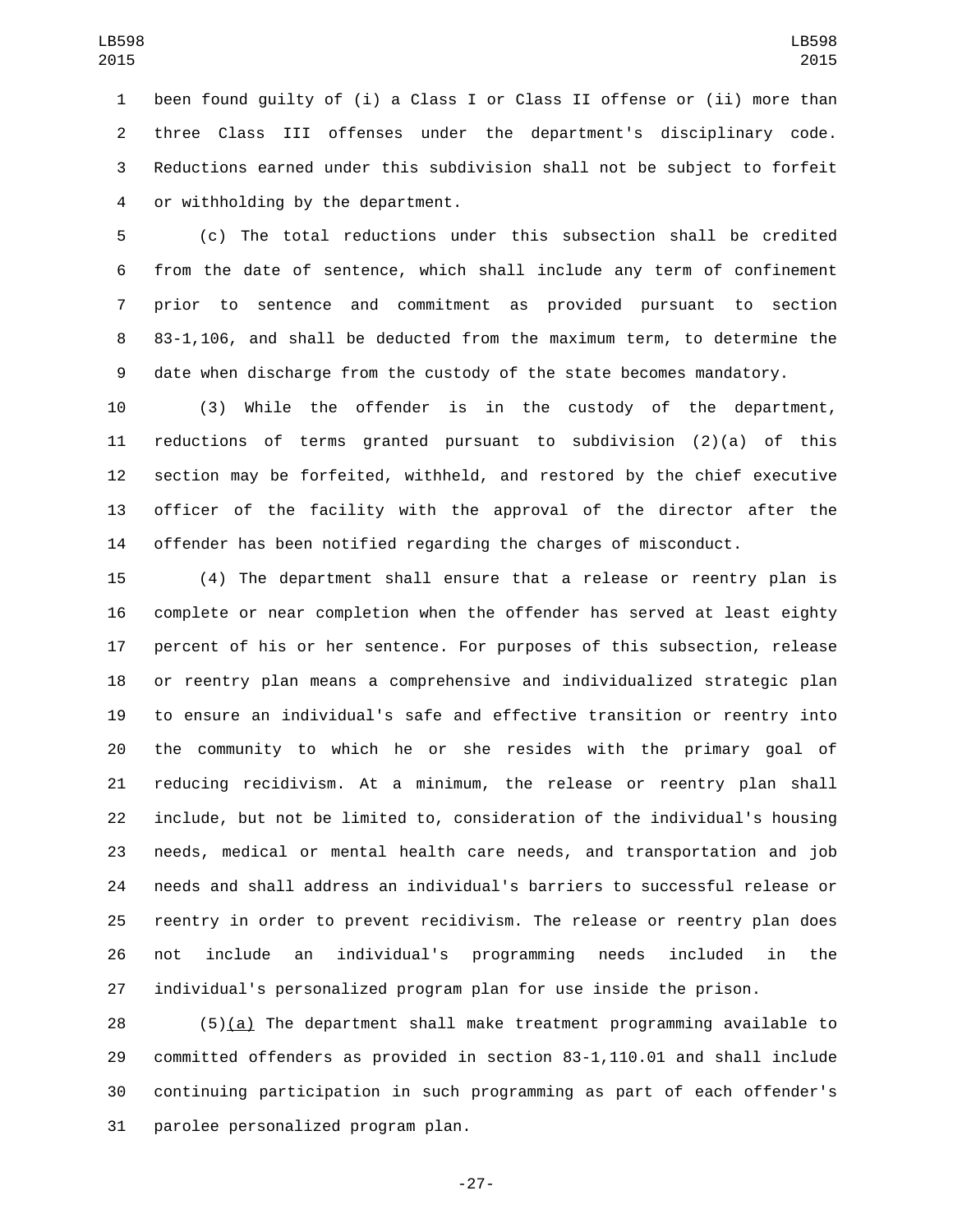been found guilty of (i) a Class I or Class II offense or (ii) more than three Class III offenses under the department's disciplinary code. Reductions earned under this subdivision shall not be subject to forfeit or withholding by the department.

(c) The total reductions under this subsection shall be credited from the date of sentence, which shall include any term of confinement prior to sentence and commitment as provided pursuant to section 83-1,106, and shall be deducted from the maximum term, to determine the date when discharge from the custody of the state becomes mandatory.

(3) While the offender is in the custody of the department, reductions of terms granted pursuant to subdivision (2)(a) of this section may be forfeited, withheld, and restored by the chief executive officer of the facility with the approval of the director after the offender has been notified regarding the charges of misconduct.

(4) The department shall ensure that a release or reentry plan is complete or near completion when the offender has served at least eighty percent of his or her sentence. For purposes of this subsection, release or reentry plan means a comprehensive and individualized strategic plan to ensure an individual's safe and effective transition or reentry into the community to which he or she resides with the primary goal of reducing recidivism. At a minimum, the release or reentry plan shall include, but not be limited to, consideration of the individual's housing needs, medical or mental health care needs, and transportation and job needs and shall address an individual's barriers to successful release or reentry in order to prevent recidivism. The release or reentry plan does not include an individual's programming needs included in the individual's personalized program plan for use inside the prison.

(5)(a) The department shall make treatment programming available to committed offenders as provided in section 83-1,110.01 and shall include continuing participation in such programming as part of each offender's parolee personalized program plan.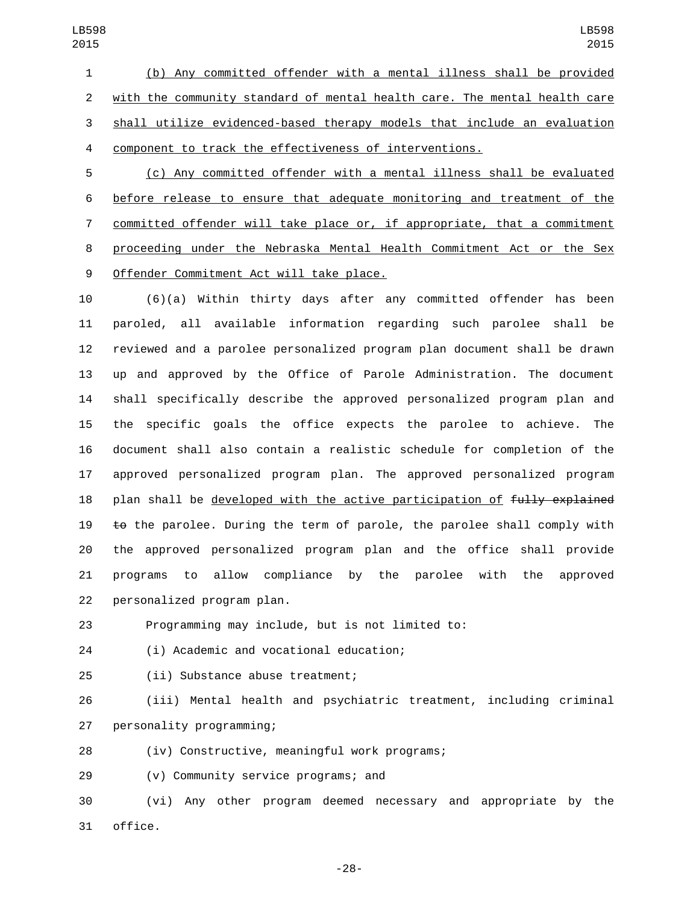(b) Any committed offender with a mental illness shall be provided with the community standard of mental health care. The mental health care shall utilize evidenced-based therapy models that include an evaluation component to track the effectiveness of interventions.

(c) Any committed offender with a mental illness shall be evaluated before release to ensure that adequate monitoring and treatment of the committed offender will take place or, if appropriate, that a commitment proceeding under the Nebraska Mental Health Commitment Act or the Sex Offender Commitment Act will take place.

(6)(a) Within thirty days after any committed offender has been paroled, all available information regarding such parolee shall be reviewed and a parolee personalized program plan document shall be drawn up and approved by the Office of Parole Administration. The document shall specifically describe the approved personalized program plan and the specific goals the office expects the parolee to achieve. The document shall also contain a realistic schedule for completion of the approved personalized program plan. The approved personalized program plan shall be developed with the active participation of ~~fully explained to~~ the parolee. During the term of parole, the parolee shall comply with the approved personalized program plan and the office shall provide programs to allow compliance by the parolee with the approved personalized program plan.

Programming may include, but is not limited to:

(i) Academic and vocational education;

(ii) Substance abuse treatment;

(iii) Mental health and psychiatric treatment, including criminal personality programming;

(iv) Constructive, meaningful work programs;

(v) Community service programs; and

(vi) Any other program deemed necessary and appropriate by the office.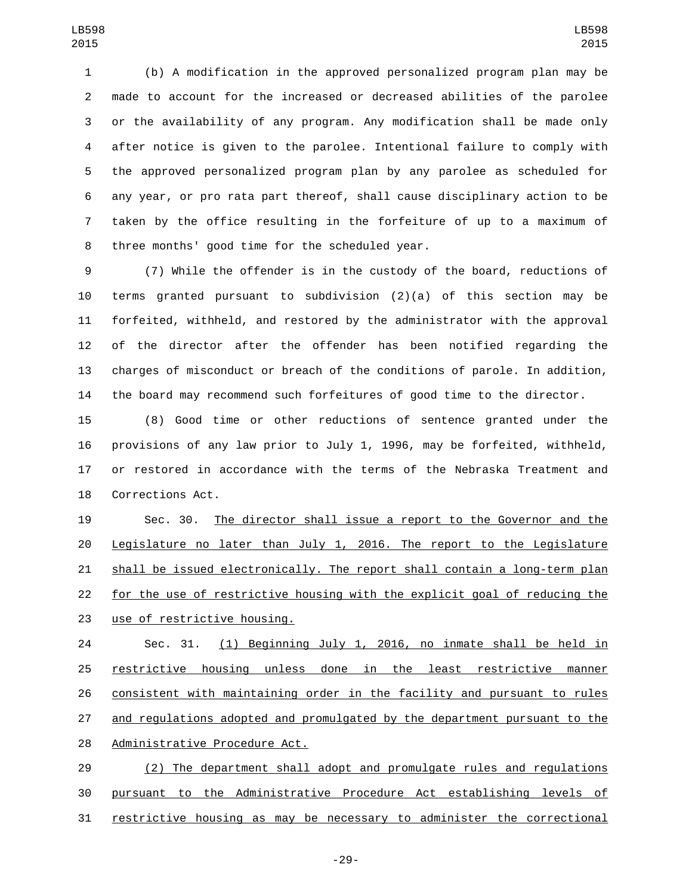(b) A modification in the approved personalized program plan may be made to account for the increased or decreased abilities of the parolee or the availability of any program. Any modification shall be made only after notice is given to the parolee. Intentional failure to comply with the approved personalized program plan by any parolee as scheduled for any year, or pro rata part thereof, shall cause disciplinary action to be taken by the office resulting in the forfeiture of up to a maximum of three months' good time for the scheduled year.

(7) While the offender is in the custody of the board, reductions of terms granted pursuant to subdivision (2)(a) of this section may be forfeited, withheld, and restored by the administrator with the approval of the director after the offender has been notified regarding the charges of misconduct or breach of the conditions of parole. In addition, the board may recommend such forfeitures of good time to the director.

(8) Good time or other reductions of sentence granted under the provisions of any law prior to July 1, 1996, may be forfeited, withheld, or restored in accordance with the terms of the Nebraska Treatment and Corrections Act.

Sec. 30. <u>The director shall issue a report to the Governor and the Legislature no later than July 1, 2016. The report to the Legislature shall be issued electronically. The report shall contain a long-term plan for the use of restrictive housing with the explicit goal of reducing the use of restrictive housing.</u>

Sec. 31. <u>(1) Beginning July 1, 2016, no inmate shall be held in restrictive housing unless done in the least restrictive manner consistent with maintaining order in the facility and pursuant to rules and regulations adopted and promulgated by the department pursuant to the Administrative Procedure Act.</u>

<u>(2) The department shall adopt and promulgate rules and regulations pursuant to the Administrative Procedure Act establishing levels of restrictive housing as may be necessary to administer the correctional</u>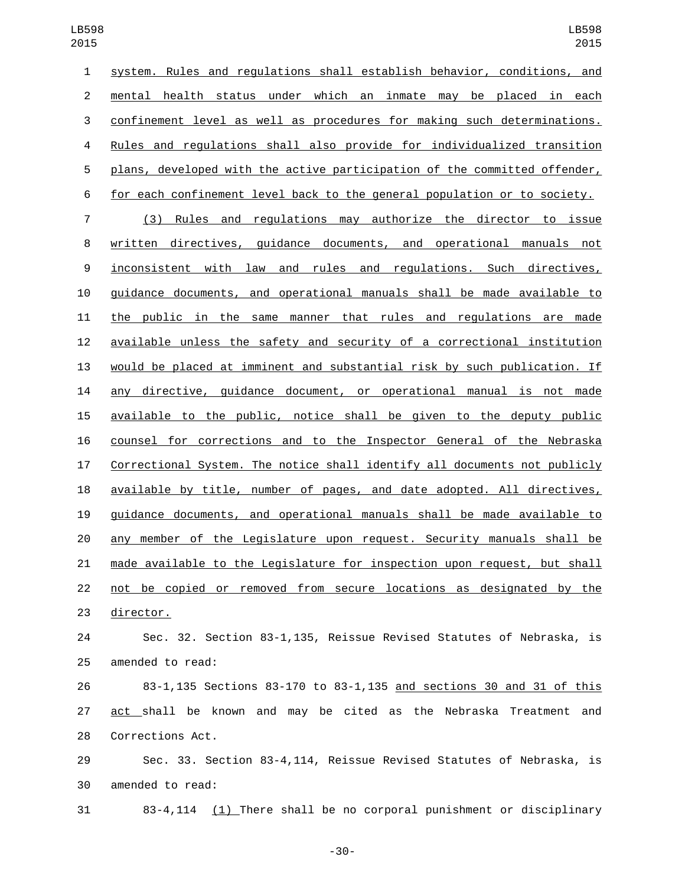system. Rules and regulations shall establish behavior, conditions, and mental health status under which an inmate may be placed in each confinement level as well as procedures for making such determinations. Rules and regulations shall also provide for individualized transition plans, developed with the active participation of the committed offender, for each confinement level back to the general population or to society.

(3) Rules and regulations may authorize the director to issue written directives, guidance documents, and operational manuals not inconsistent with law and rules and regulations. Such directives, guidance documents, and operational manuals shall be made available to the public in the same manner that rules and regulations are made available unless the safety and security of a correctional institution would be placed at imminent and substantial risk by such publication. If any directive, guidance document, or operational manual is not made available to the public, notice shall be given to the deputy public counsel for corrections and to the Inspector General of the Nebraska Correctional System. The notice shall identify all documents not publicly available by title, number of pages, and date adopted. All directives, guidance documents, and operational manuals shall be made available to any member of the Legislature upon request. Security manuals shall be made available to the Legislature for inspection upon request, but shall not be copied or removed from secure locations as designated by the director.

Sec. 32. Section 83-1,135, Reissue Revised Statutes of Nebraska, is amended to read:

83-1,135 Sections 83-170 to 83-1,135 and sections 30 and 31 of this act shall be known and may be cited as the Nebraska Treatment and Corrections Act.

Sec. 33. Section 83-4,114, Reissue Revised Statutes of Nebraska, is amended to read:

83-4,114 (1) There shall be no corporal punishment or disciplinary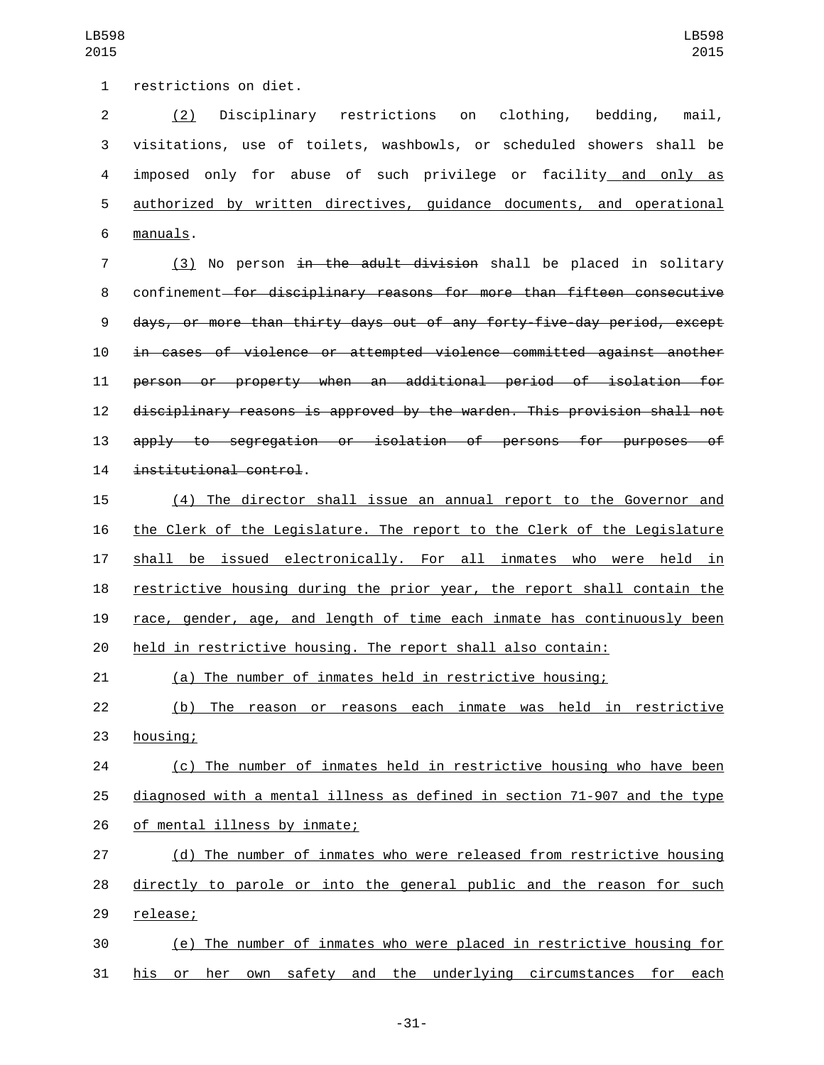restrictions on diet.

(2) Disciplinary restrictions on clothing, bedding, mail, visitations, use of toilets, washbowls, or scheduled showers shall be imposed only for abuse of such privilege or facility and only as authorized by written directives, guidance documents, and operational manuals.

(3) No person ~~in the adult division~~ shall be placed in solitary confinement~~ for disciplinary reasons for more than fifteen consecutive days, or more than thirty days out of any forty-five-day period, except in cases of violence or attempted violence committed against another person or property when an additional period of isolation for disciplinary reasons is approved by the warden. This provision shall not apply to segregation or isolation of persons for purposes of institutional control~~.

(4) The director shall issue an annual report to the Governor and the Clerk of the Legislature. The report to the Clerk of the Legislature shall be issued electronically. For all inmates who were held in restrictive housing during the prior year, the report shall contain the race, gender, age, and length of time each inmate has continuously been held in restrictive housing. The report shall also contain:

(a) The number of inmates held in restrictive housing;

(b) The reason or reasons each inmate was held in restrictive housing;

(c) The number of inmates held in restrictive housing who have been diagnosed with a mental illness as defined in section 71-907 and the type of mental illness by inmate;

(d) The number of inmates who were released from restrictive housing directly to parole or into the general public and the reason for such release;

(e) The number of inmates who were placed in restrictive housing for his or her own safety and the underlying circumstances for each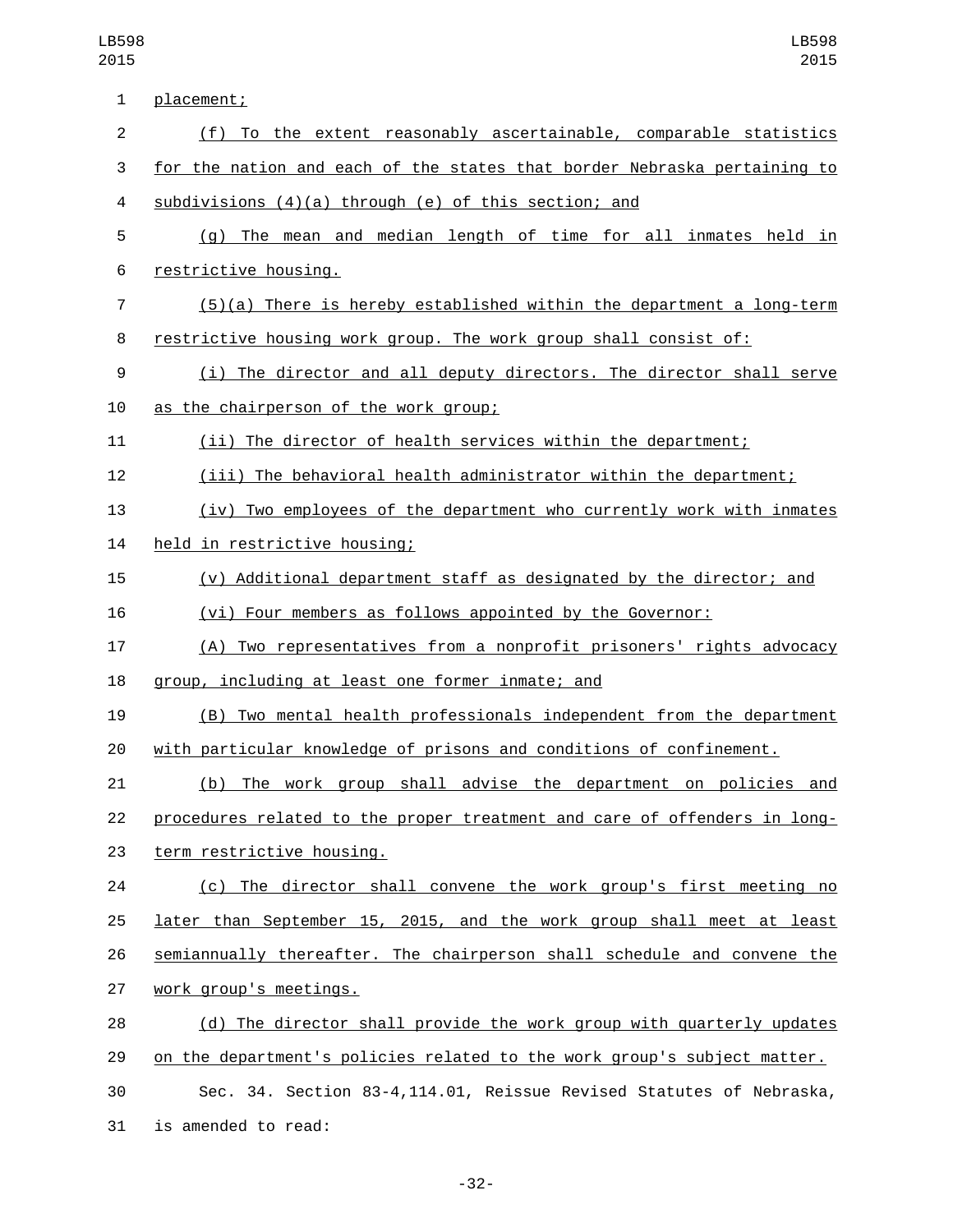placement;

(f) To the extent reasonably ascertainable, comparable statistics for the nation and each of the states that border Nebraska pertaining to subdivisions (4)(a) through (e) of this section; and

(g) The mean and median length of time for all inmates held in restrictive housing.

(5)(a) There is hereby established within the department a long-term restrictive housing work group. The work group shall consist of:

(i) The director and all deputy directors. The director shall serve as the chairperson of the work group;

(ii) The director of health services within the department;

(iii) The behavioral health administrator within the department;

(iv) Two employees of the department who currently work with inmates held in restrictive housing;

(v) Additional department staff as designated by the director; and

(vi) Four members as follows appointed by the Governor:

(A) Two representatives from a nonprofit prisoners' rights advocacy group, including at least one former inmate; and

(B) Two mental health professionals independent from the department with particular knowledge of prisons and conditions of confinement.

(b) The work group shall advise the department on policies and procedures related to the proper treatment and care of offenders in long-term restrictive housing.

(c) The director shall convene the work group's first meeting no later than September 15, 2015, and the work group shall meet at least semiannually thereafter. The chairperson shall schedule and convene the work group's meetings.

(d) The director shall provide the work group with quarterly updates on the department's policies related to the work group's subject matter.

Sec. 34. Section 83-4,114.01, Reissue Revised Statutes of Nebraska, is amended to read: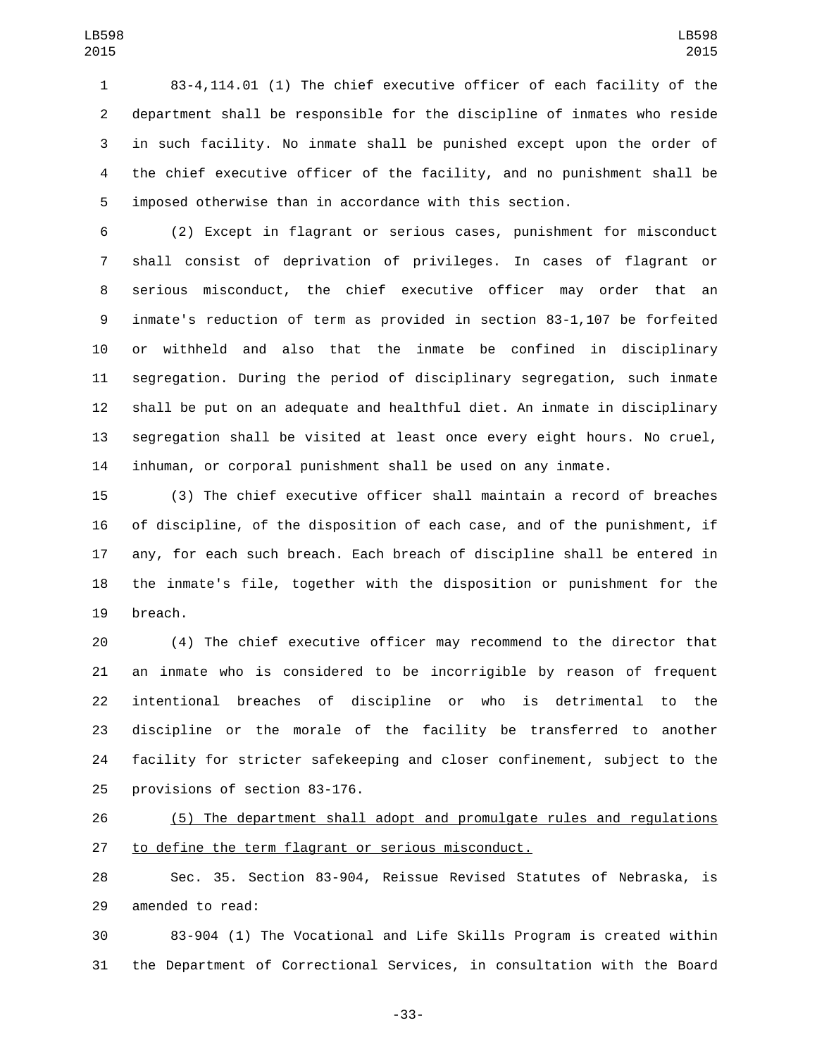83-4,114.01 (1) The chief executive officer of each facility of the department shall be responsible for the discipline of inmates who reside in such facility. No inmate shall be punished except upon the order of the chief executive officer of the facility, and no punishment shall be imposed otherwise than in accordance with this section.

(2) Except in flagrant or serious cases, punishment for misconduct shall consist of deprivation of privileges. In cases of flagrant or serious misconduct, the chief executive officer may order that an inmate's reduction of term as provided in section 83-1,107 be forfeited or withheld and also that the inmate be confined in disciplinary segregation. During the period of disciplinary segregation, such inmate shall be put on an adequate and healthful diet. An inmate in disciplinary segregation shall be visited at least once every eight hours. No cruel, inhuman, or corporal punishment shall be used on any inmate.

(3) The chief executive officer shall maintain a record of breaches of discipline, of the disposition of each case, and of the punishment, if any, for each such breach. Each breach of discipline shall be entered in the inmate's file, together with the disposition or punishment for the breach.

(4) The chief executive officer may recommend to the director that an inmate who is considered to be incorrigible by reason of frequent intentional breaches of discipline or who is detrimental to the discipline or the morale of the facility be transferred to another facility for stricter safekeeping and closer confinement, subject to the provisions of section 83-176.

<u>(5) The department shall adopt and promulgate rules and regulations to define the term flagrant or serious misconduct.</u>

Sec. 35. Section 83-904, Reissue Revised Statutes of Nebraska, is amended to read:

83-904 (1) The Vocational and Life Skills Program is created within the Department of Correctional Services, in consultation with the Board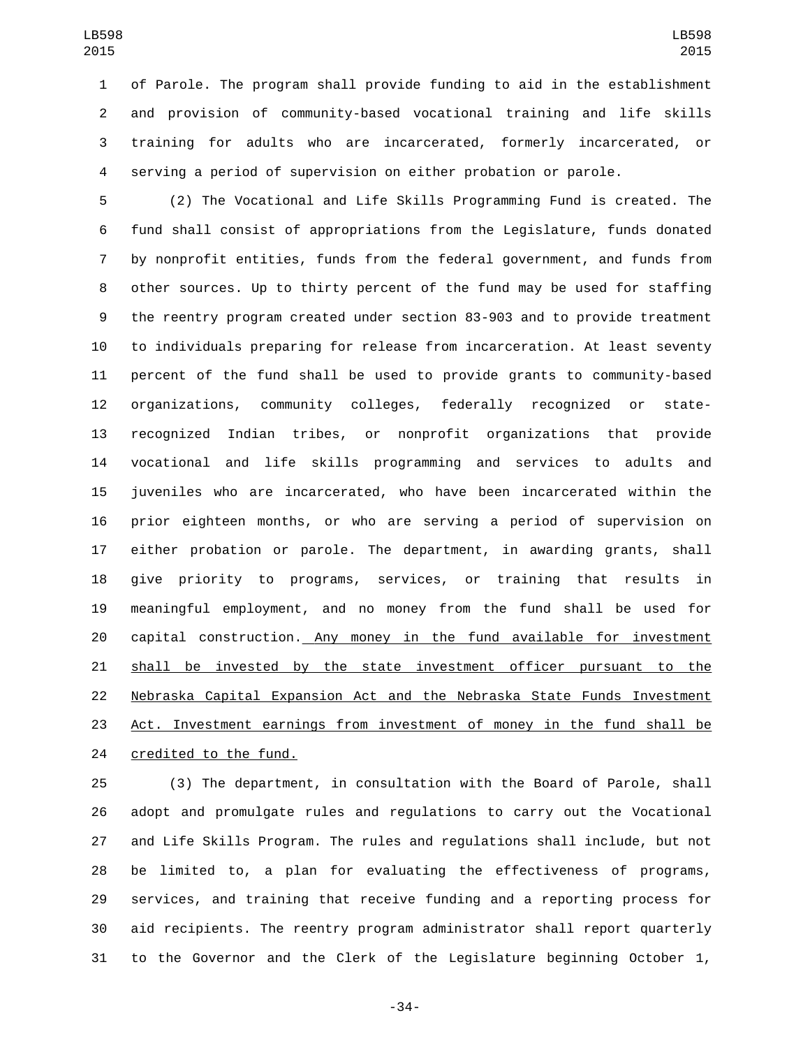of Parole. The program shall provide funding to aid in the establishment and provision of community-based vocational training and life skills training for adults who are incarcerated, formerly incarcerated, or serving a period of supervision on either probation or parole.

(2) The Vocational and Life Skills Programming Fund is created. The fund shall consist of appropriations from the Legislature, funds donated by nonprofit entities, funds from the federal government, and funds from other sources. Up to thirty percent of the fund may be used for staffing the reentry program created under section 83-903 and to provide treatment to individuals preparing for release from incarceration. At least seventy percent of the fund shall be used to provide grants to community-based organizations, community colleges, federally recognized or state-recognized Indian tribes, or nonprofit organizations that provide vocational and life skills programming and services to adults and juveniles who are incarcerated, who have been incarcerated within the prior eighteen months, or who are serving a period of supervision on either probation or parole. The department, in awarding grants, shall give priority to programs, services, or training that results in meaningful employment, and no money from the fund shall be used for capital construction. <u>Any money in the fund available for investment shall be invested by the state investment officer pursuant to the Nebraska Capital Expansion Act and the Nebraska State Funds Investment Act. Investment earnings from investment of money in the fund shall be credited to the fund.</u>

(3) The department, in consultation with the Board of Parole, shall adopt and promulgate rules and regulations to carry out the Vocational and Life Skills Program. The rules and regulations shall include, but not be limited to, a plan for evaluating the effectiveness of programs, services, and training that receive funding and a reporting process for aid recipients. The reentry program administrator shall report quarterly to the Governor and the Clerk of the Legislature beginning October 1,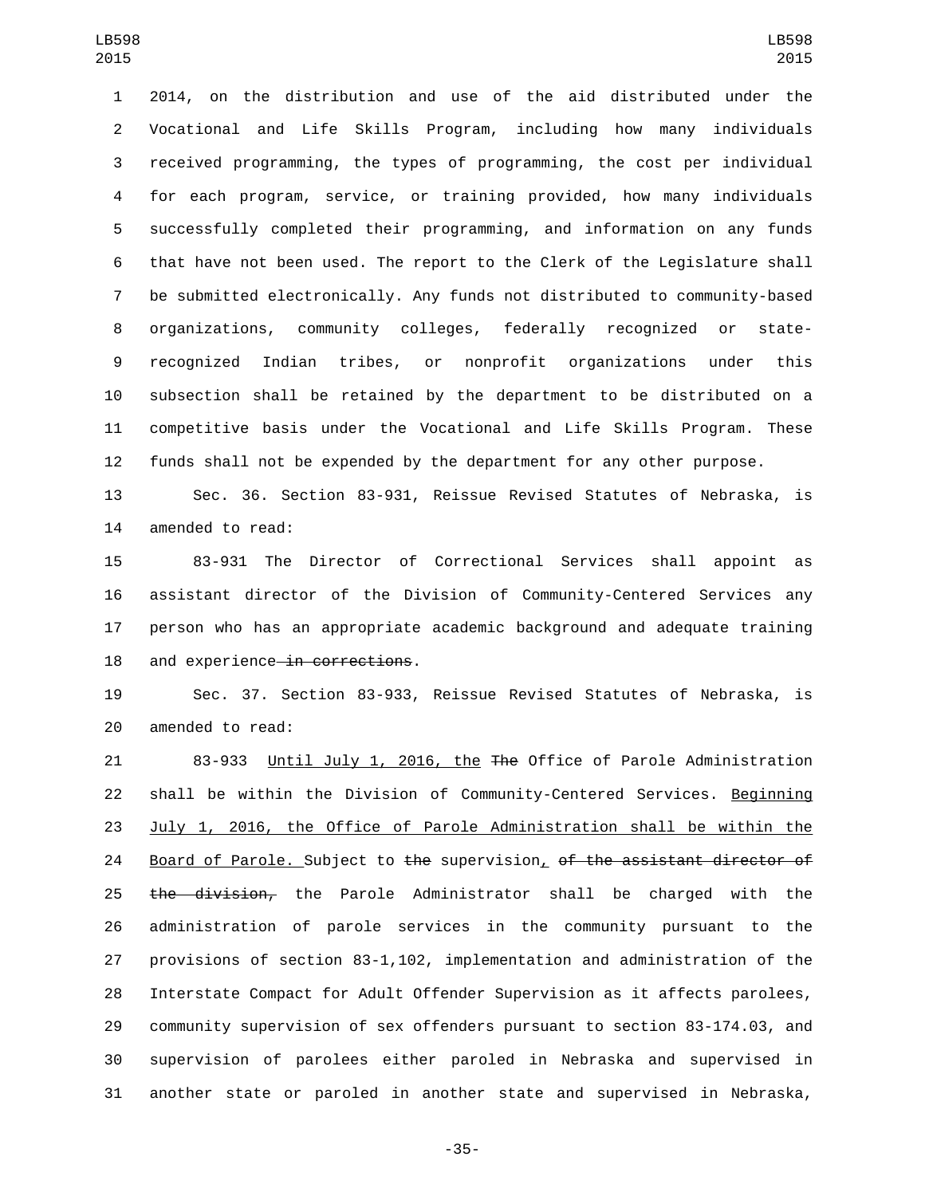2014, on the distribution and use of the aid distributed under the Vocational and Life Skills Program, including how many individuals received programming, the types of programming, the cost per individual for each program, service, or training provided, how many individuals successfully completed their programming, and information on any funds that have not been used. The report to the Clerk of the Legislature shall be submitted electronically. Any funds not distributed to community-based organizations, community colleges, federally recognized or state-recognized Indian tribes, or nonprofit organizations under this subsection shall be retained by the department to be distributed on a competitive basis under the Vocational and Life Skills Program. These funds shall not be expended by the department for any other purpose.

Sec. 36. Section 83-931, Reissue Revised Statutes of Nebraska, is amended to read:

83-931 The Director of Correctional Services shall appoint as assistant director of the Division of Community-Centered Services any person who has an appropriate academic background and adequate training and experience ~~in corrections~~.

Sec. 37. Section 83-933, Reissue Revised Statutes of Nebraska, is amended to read:

83-933 Until July 1, 2016, the ~~The~~ Office of Parole Administration shall be within the Division of Community-Centered Services. Beginning July 1, 2016, the Office of Parole Administration shall be within the Board of Parole. Subject to ~~the~~ supervision, ~~of the assistant director of the division,~~ the Parole Administrator shall be charged with the administration of parole services in the community pursuant to the provisions of section 83-1,102, implementation and administration of the Interstate Compact for Adult Offender Supervision as it affects parolees, community supervision of sex offenders pursuant to section 83-174.03, and supervision of parolees either paroled in Nebraska and supervised in another state or paroled in another state and supervised in Nebraska,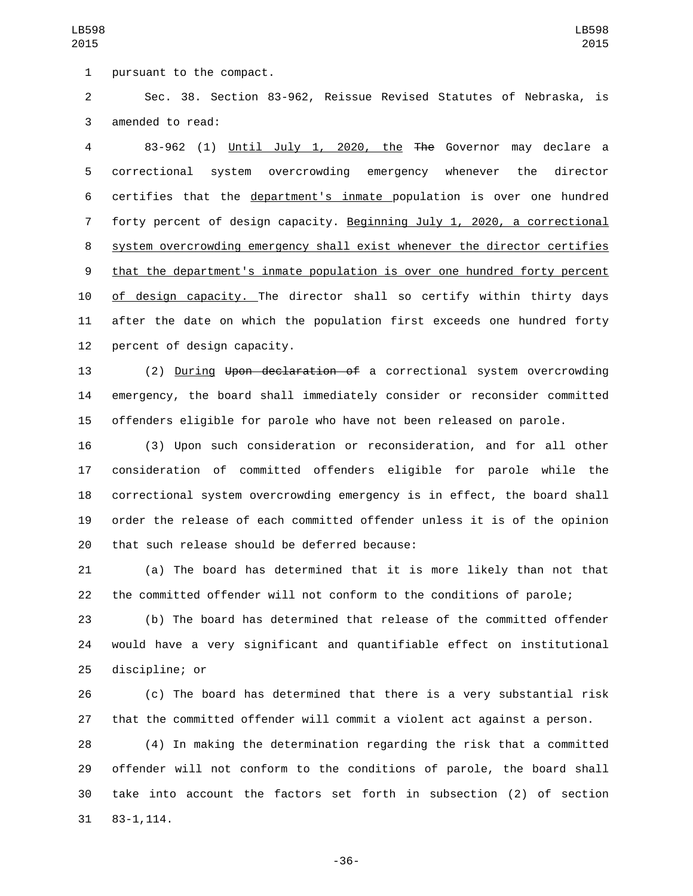pursuant to the compact.

Sec. 38. Section 83-962, Reissue Revised Statutes of Nebraska, is amended to read:

83-962 (1) Until July 1, 2020, the ~~The~~ Governor may declare a correctional system overcrowding emergency whenever the director certifies that the department's inmate population is over one hundred forty percent of design capacity. Beginning July 1, 2020, a correctional system overcrowding emergency shall exist whenever the director certifies that the department's inmate population is over one hundred forty percent of design capacity. The director shall so certify within thirty days after the date on which the population first exceeds one hundred forty percent of design capacity.

(2) During ~~Upon declaration of~~ a correctional system overcrowding emergency, the board shall immediately consider or reconsider committed offenders eligible for parole who have not been released on parole.

(3) Upon such consideration or reconsideration, and for all other consideration of committed offenders eligible for parole while the correctional system overcrowding emergency is in effect, the board shall order the release of each committed offender unless it is of the opinion that such release should be deferred because:

(a) The board has determined that it is more likely than not that the committed offender will not conform to the conditions of parole;

(b) The board has determined that release of the committed offender would have a very significant and quantifiable effect on institutional discipline; or

(c) The board has determined that there is a very substantial risk that the committed offender will commit a violent act against a person.

(4) In making the determination regarding the risk that a committed offender will not conform to the conditions of parole, the board shall take into account the factors set forth in subsection (2) of section 83-1,114.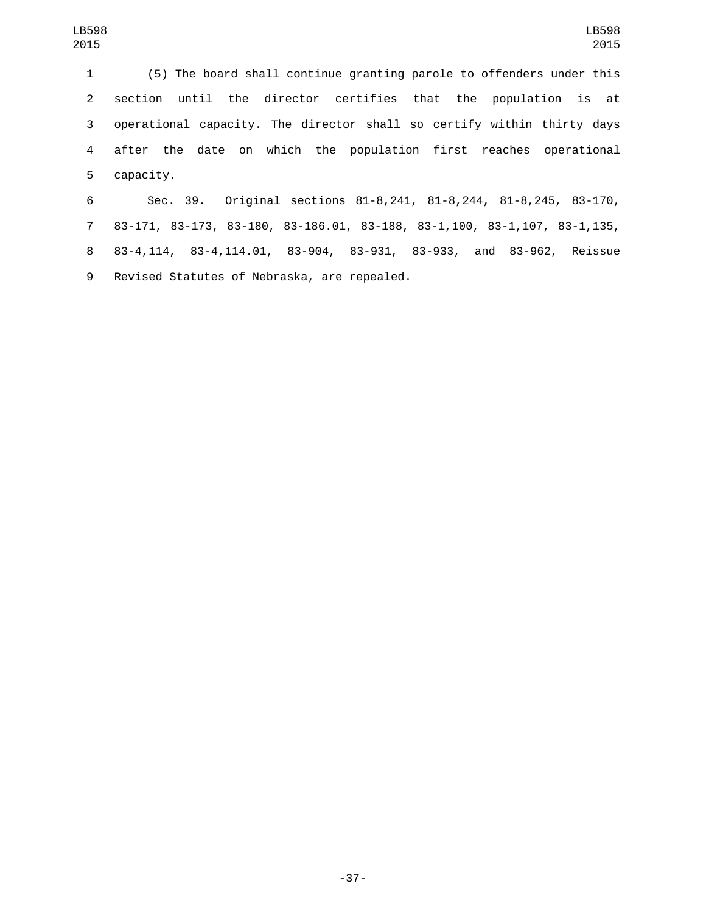(5) The board shall continue granting parole to offenders under this section until the director certifies that the population is at operational capacity. The director shall so certify within thirty days after the date on which the population first reaches operational capacity.

Sec. 39. Original sections 81-8,241, 81-8,244, 81-8,245, 83-170, 83-171, 83-173, 83-180, 83-186.01, 83-188, 83-1,100, 83-1,107, 83-1,135, 83-4,114, 83-4,114.01, 83-904, 83-931, 83-933, and 83-962, Reissue Revised Statutes of Nebraska, are repealed.